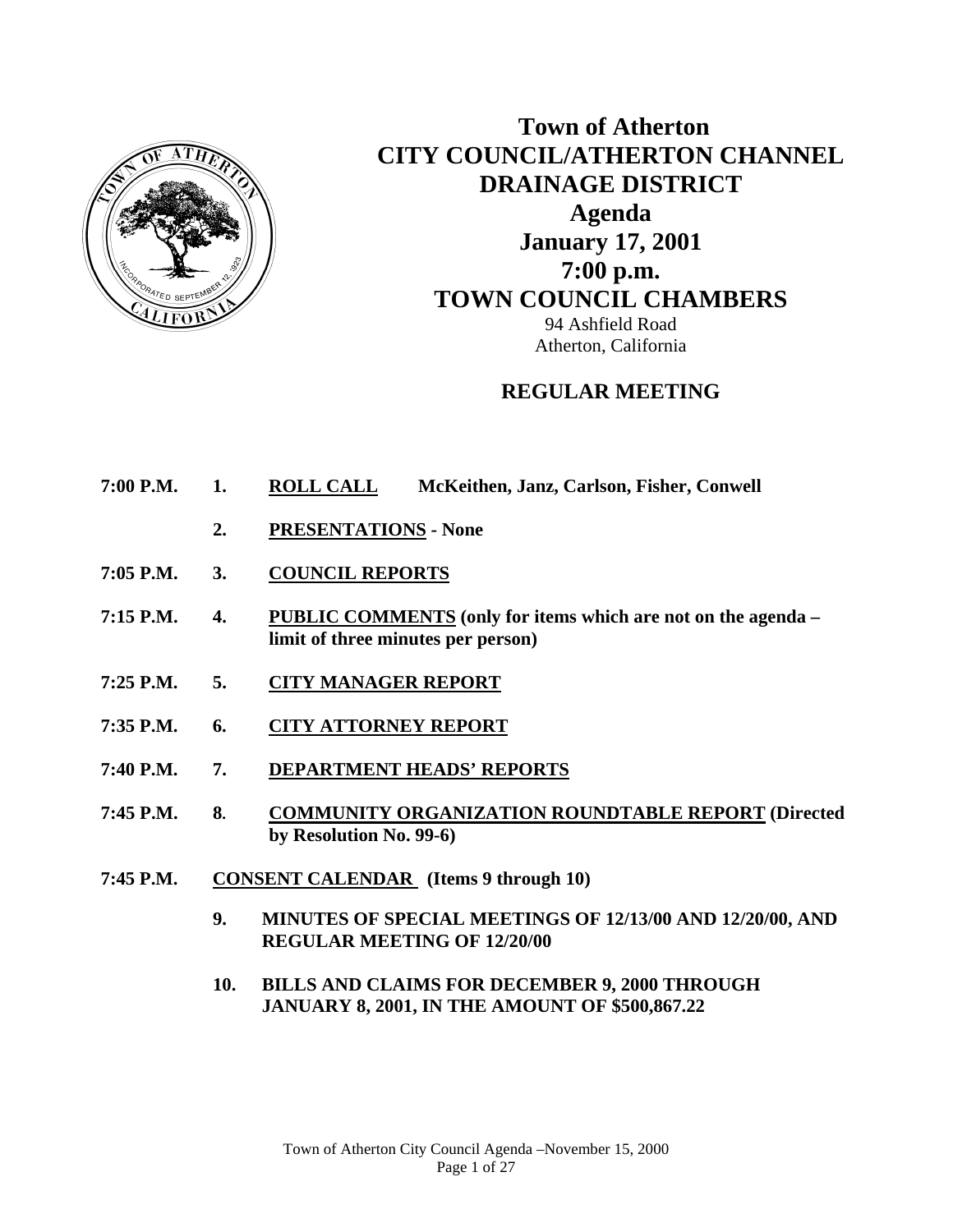# Town of Atherton
# CITY COUNCIL/ATHERTON CHANNEL DRAINAGE DISTRICT
## Agenda
## January 17, 2001
## 7:00 p.m.
## TOWN COUNCIL CHAMBERS

94 Ashfield Road
Atherton, California

## REGULAR MEETING

**7:00 P.M. 1. ROLL CALL McKeithen, Janz, Carlson, Fisher, Conwell**

**2. PRESENTATIONS - None**

**7:05 P.M. 3. COUNCIL REPORTS**

**7:15 P.M. 4. PUBLIC COMMENTS (only for items which are not on the agenda – limit of three minutes per person)**

**7:25 P.M. 5. CITY MANAGER REPORT**

**7:35 P.M. 6. CITY ATTORNEY REPORT**

**7:40 P.M. 7. DEPARTMENT HEADS' REPORTS**

**7:45 P.M. 8. COMMUNITY ORGANIZATION ROUNDTABLE REPORT (Directed by Resolution No. 99-6)**

**7:45 P.M. CONSENT CALENDAR (Items 9 through 10)**

**9. MINUTES OF SPECIAL MEETINGS OF 12/13/00 AND 12/20/00, AND REGULAR MEETING OF 12/20/00**

**10. BILLS AND CLAIMS FOR DECEMBER 9, 2000 THROUGH JANUARY 8, 2001, IN THE AMOUNT OF $500,867.22**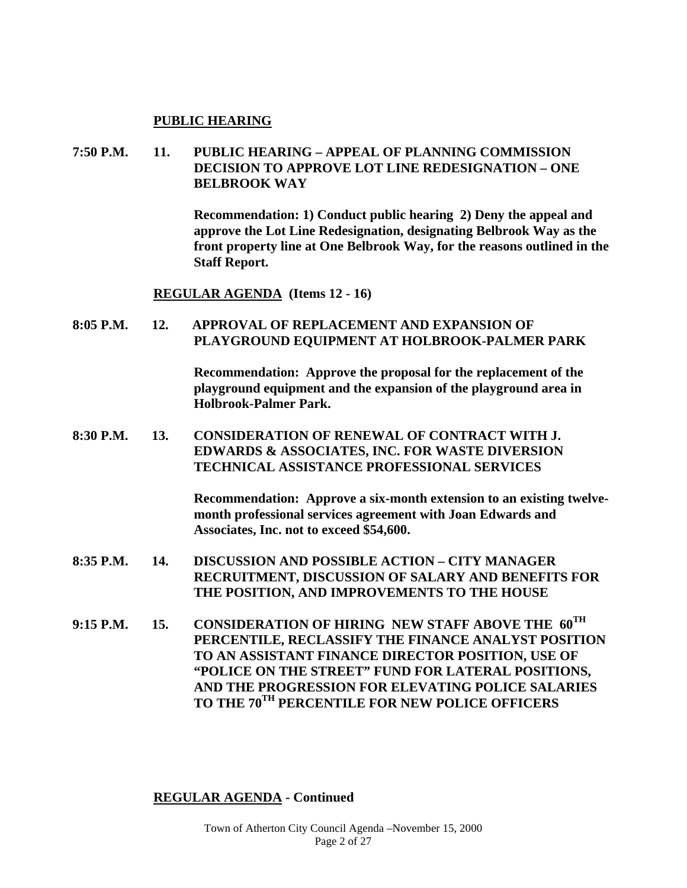**PUBLIC HEARING**

**7:50 P.M. 11. PUBLIC HEARING – APPEAL OF PLANNING COMMISSION DECISION TO APPROVE LOT LINE REDESIGNATION – ONE BELBROOK WAY**

**Recommendation: 1) Conduct public hearing 2) Deny the appeal and approve the Lot Line Redesignation, designating Belbrook Way as the front property line at One Belbrook Way, for the reasons outlined in the Staff Report.**

**REGULAR AGENDA (Items 12 - 16)**

**8:05 P.M. 12. APPROVAL OF REPLACEMENT AND EXPANSION OF PLAYGROUND EQUIPMENT AT HOLBROOK-PALMER PARK**

**Recommendation: Approve the proposal for the replacement of the playground equipment and the expansion of the playground area in Holbrook-Palmer Park.**

**8:30 P.M. 13. CONSIDERATION OF RENEWAL OF CONTRACT WITH J. EDWARDS & ASSOCIATES, INC. FOR WASTE DIVERSION TECHNICAL ASSISTANCE PROFESSIONAL SERVICES**

**Recommendation: Approve a six-month extension to an existing twelve-month professional services agreement with Joan Edwards and Associates, Inc. not to exceed $54,600.**

**8:35 P.M. 14. DISCUSSION AND POSSIBLE ACTION – CITY MANAGER RECRUITMENT, DISCUSSION OF SALARY AND BENEFITS FOR THE POSITION, AND IMPROVEMENTS TO THE HOUSE**

**9:15 P.M. 15. CONSIDERATION OF HIRING NEW STAFF ABOVE THE 60TH PERCENTILE, RECLASSIFY THE FINANCE ANALYST POSITION TO AN ASSISTANT FINANCE DIRECTOR POSITION, USE OF "POLICE ON THE STREET" FUND FOR LATERAL POSITIONS, AND THE PROGRESSION FOR ELEVATING POLICE SALARIES TO THE 70TH PERCENTILE FOR NEW POLICE OFFICERS**

**REGULAR AGENDA - Continued**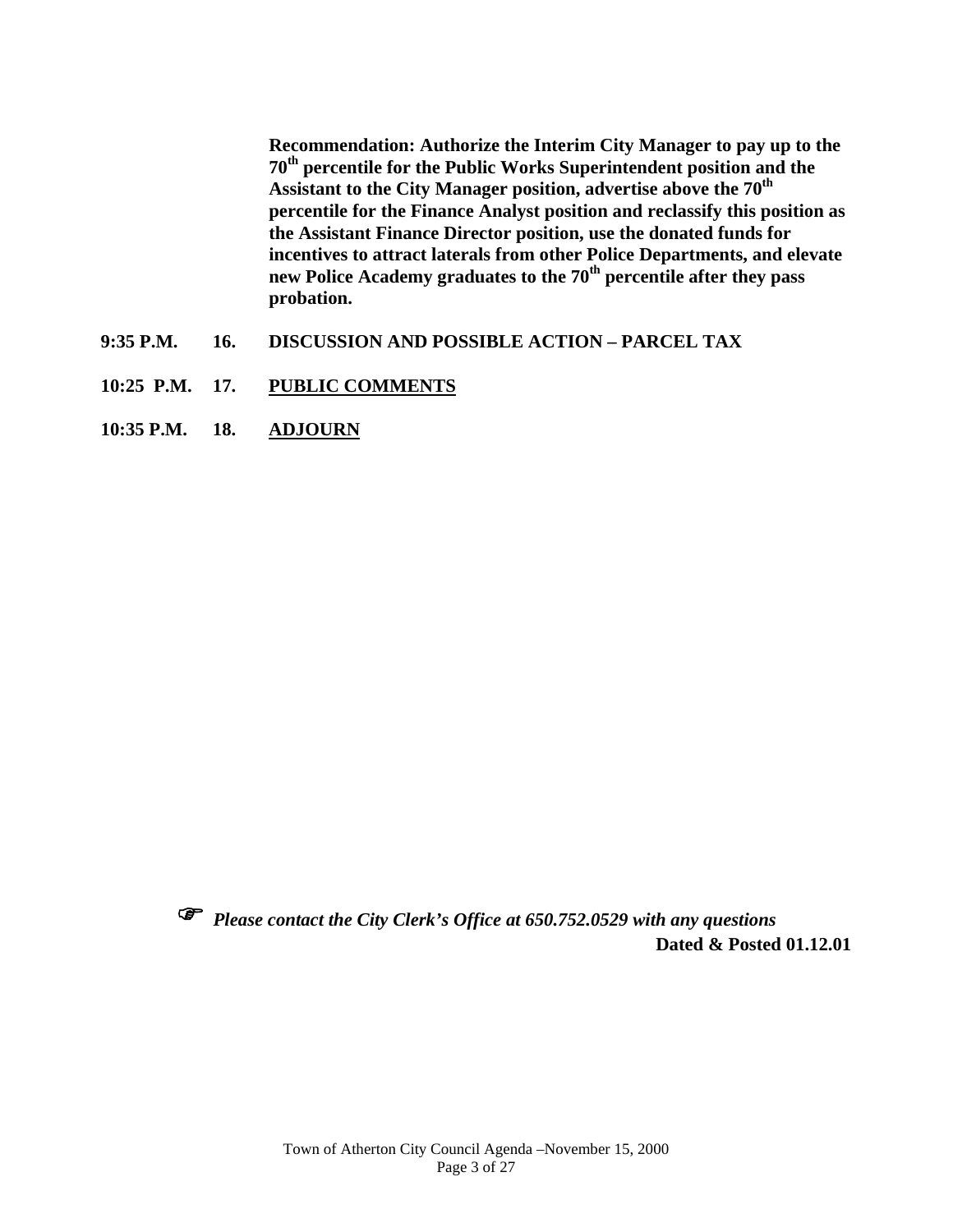**Recommendation: Authorize the Interim City Manager to pay up to the 70th percentile for the Public Works Superintendent position and the Assistant to the City Manager position, advertise above the 70th percentile for the Finance Analyst position and reclassify this position as the Assistant Finance Director position, use the donated funds for incentives to attract laterals from other Police Departments, and elevate new Police Academy graduates to the 70th percentile after they pass probation.**

**9:35 P.M. 16. DISCUSSION AND POSSIBLE ACTION – PARCEL TAX**

**10:25 P.M. 17. PUBLIC COMMENTS**

**10:35 P.M. 18. ADJOURN**

☞ ***Please contact the City Clerk's Office at 650.752.0529 with any questions***

**Dated & Posted 01.12.01**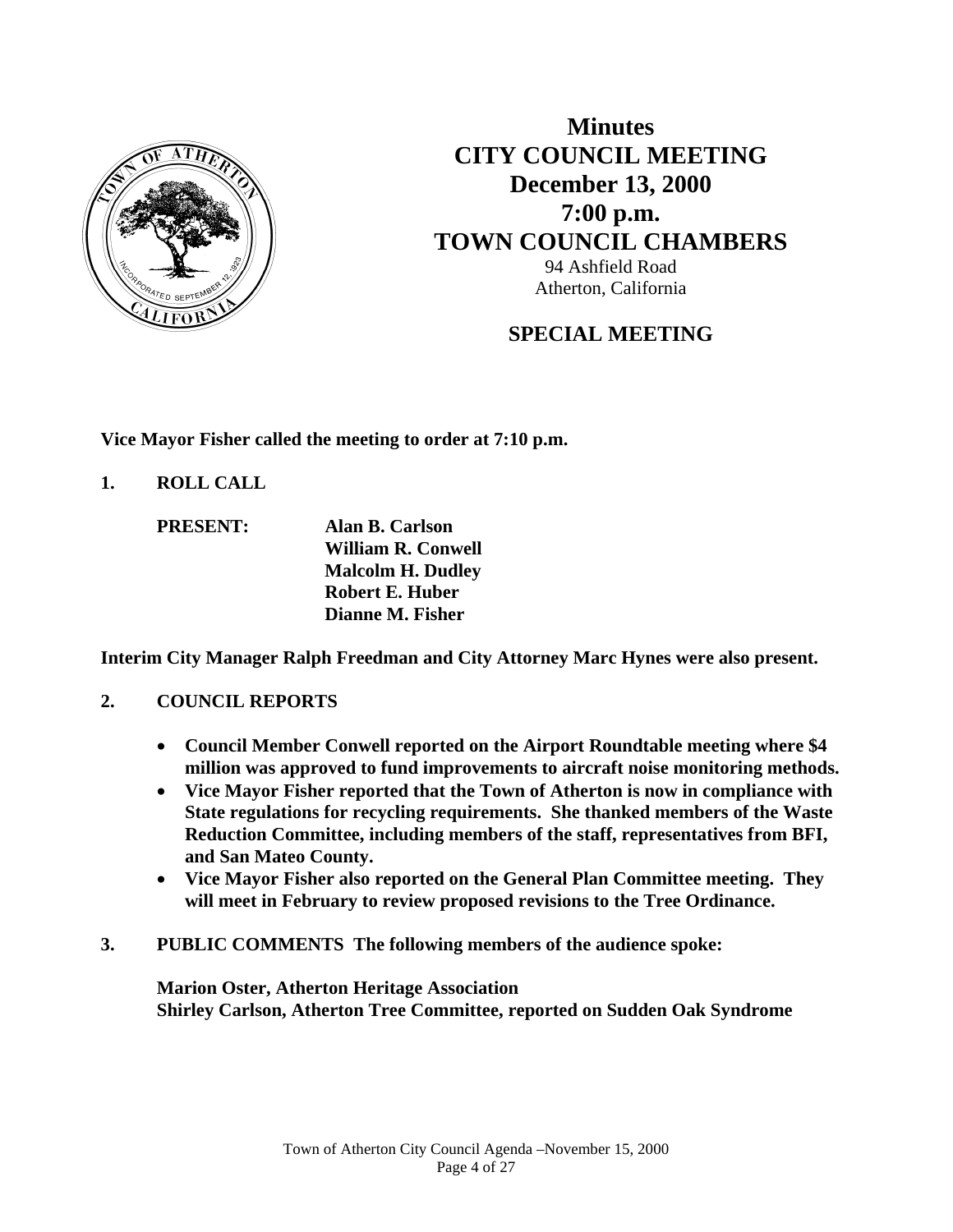# Minutes
# CITY COUNCIL MEETING
## December 13, 2000
## 7:00 p.m.
## TOWN COUNCIL CHAMBERS

94 Ashfield Road
Atherton, California

## SPECIAL MEETING

**Vice Mayor Fisher called the meeting to order at 7:10 p.m.**

**1. ROLL CALL**

**PRESENT:** **Alan B. Carlson**
**William R. Conwell**
**Malcolm H. Dudley**
**Robert E. Huber**
**Dianne M. Fisher**

**Interim City Manager Ralph Freedman and City Attorney Marc Hynes were also present.**

**2. COUNCIL REPORTS**

- **Council Member Conwell reported on the Airport Roundtable meeting where $4 million was approved to fund improvements to aircraft noise monitoring methods.**
- **Vice Mayor Fisher reported that the Town of Atherton is now in compliance with State regulations for recycling requirements. She thanked members of the Waste Reduction Committee, including members of the staff, representatives from BFI, and San Mateo County.**
- **Vice Mayor Fisher also reported on the General Plan Committee meeting. They will meet in February to review proposed revisions to the Tree Ordinance.**

**3. PUBLIC COMMENTS The following members of the audience spoke:**

**Marion Oster, Atherton Heritage Association**
**Shirley Carlson, Atherton Tree Committee, reported on Sudden Oak Syndrome**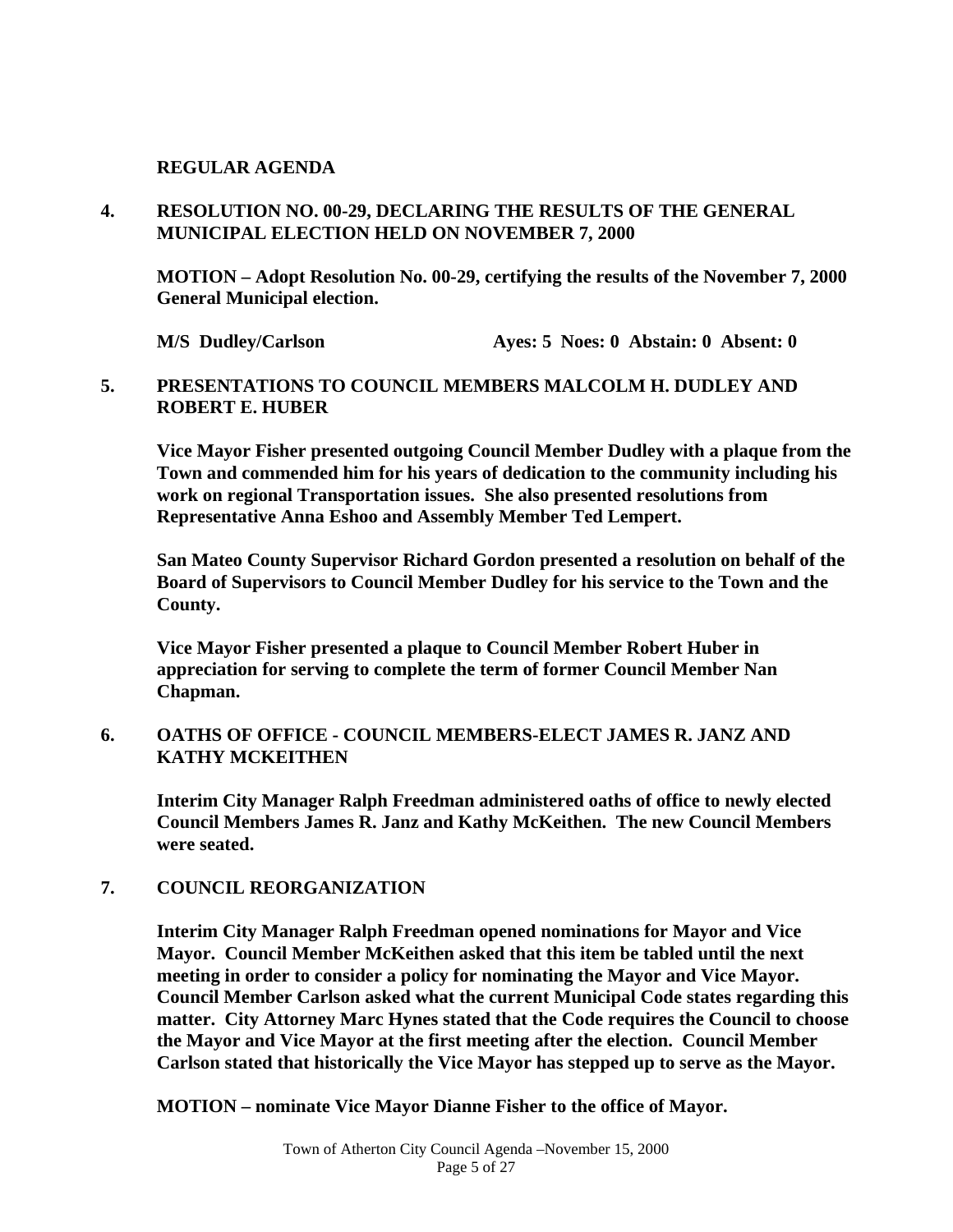**REGULAR AGENDA**

**4. RESOLUTION NO. 00-29, DECLARING THE RESULTS OF THE GENERAL MUNICIPAL ELECTION HELD ON NOVEMBER 7, 2000**

**MOTION – Adopt Resolution No. 00-29, certifying the results of the November 7, 2000 General Municipal election.**

**M/S Dudley/Carlson Ayes: 5 Noes: 0 Abstain: 0 Absent: 0**

**5. PRESENTATIONS TO COUNCIL MEMBERS MALCOLM H. DUDLEY AND ROBERT E. HUBER**

**Vice Mayor Fisher presented outgoing Council Member Dudley with a plaque from the Town and commended him for his years of dedication to the community including his work on regional Transportation issues. She also presented resolutions from Representative Anna Eshoo and Assembly Member Ted Lempert.**

**San Mateo County Supervisor Richard Gordon presented a resolution on behalf of the Board of Supervisors to Council Member Dudley for his service to the Town and the County.**

**Vice Mayor Fisher presented a plaque to Council Member Robert Huber in appreciation for serving to complete the term of former Council Member Nan Chapman.**

**6. OATHS OF OFFICE - COUNCIL MEMBERS-ELECT JAMES R. JANZ AND KATHY MCKEITHEN**

**Interim City Manager Ralph Freedman administered oaths of office to newly elected Council Members James R. Janz and Kathy McKeithen. The new Council Members were seated.**

**7. COUNCIL REORGANIZATION**

**Interim City Manager Ralph Freedman opened nominations for Mayor and Vice Mayor. Council Member McKeithen asked that this item be tabled until the next meeting in order to consider a policy for nominating the Mayor and Vice Mayor. Council Member Carlson asked what the current Municipal Code states regarding this matter. City Attorney Marc Hynes stated that the Code requires the Council to choose the Mayor and Vice Mayor at the first meeting after the election. Council Member Carlson stated that historically the Vice Mayor has stepped up to serve as the Mayor.**

**MOTION – nominate Vice Mayor Dianne Fisher to the office of Mayor.**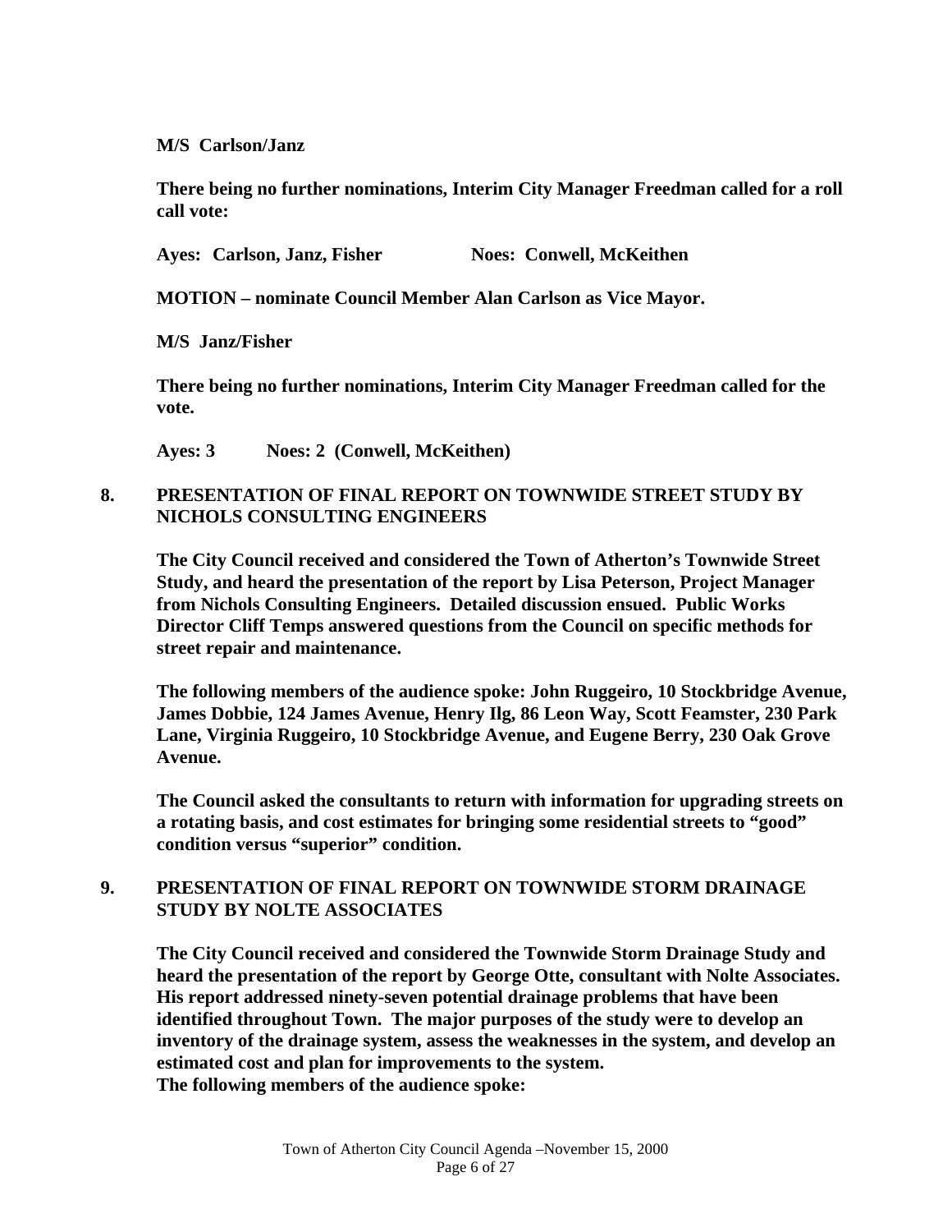**M/S Carlson/Janz**

**There being no further nominations, Interim City Manager Freedman called for a roll call vote:**

**Ayes: Carlson, Janz, Fisher Noes: Conwell, McKeithen**

**MOTION – nominate Council Member Alan Carlson as Vice Mayor.**

**M/S Janz/Fisher**

**There being no further nominations, Interim City Manager Freedman called for the vote.**

**Ayes: 3 Noes: 2 (Conwell, McKeithen)**

## 8. PRESENTATION OF FINAL REPORT ON TOWNWIDE STREET STUDY BY NICHOLS CONSULTING ENGINEERS

**The City Council received and considered the Town of Atherton's Townwide Street Study, and heard the presentation of the report by Lisa Peterson, Project Manager from Nichols Consulting Engineers. Detailed discussion ensued. Public Works Director Cliff Temps answered questions from the Council on specific methods for street repair and maintenance.**

**The following members of the audience spoke: John Ruggeiro, 10 Stockbridge Avenue, James Dobbie, 124 James Avenue, Henry Ilg, 86 Leon Way, Scott Feamster, 230 Park Lane, Virginia Ruggeiro, 10 Stockbridge Avenue, and Eugene Berry, 230 Oak Grove Avenue.**

**The Council asked the consultants to return with information for upgrading streets on a rotating basis, and cost estimates for bringing some residential streets to "good" condition versus "superior" condition.**

## 9. PRESENTATION OF FINAL REPORT ON TOWNWIDE STORM DRAINAGE STUDY BY NOLTE ASSOCIATES

**The City Council received and considered the Townwide Storm Drainage Study and heard the presentation of the report by George Otte, consultant with Nolte Associates. His report addressed ninety-seven potential drainage problems that have been identified throughout Town. The major purposes of the study were to develop an inventory of the drainage system, assess the weaknesses in the system, and develop an estimated cost and plan for improvements to the system.**
**The following members of the audience spoke:**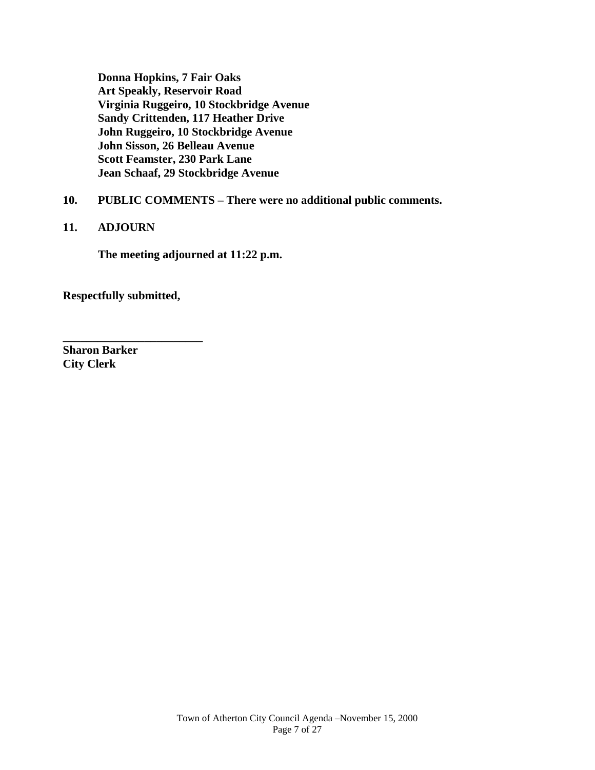**Donna Hopkins, 7 Fair Oaks**
**Art Speakly, Reservoir Road**
**Virginia Ruggeiro, 10 Stockbridge Avenue**
**Sandy Crittenden, 117 Heather Drive**
**John Ruggeiro, 10 Stockbridge Avenue**
**John Sisson, 26 Belleau Avenue**
**Scott Feamster, 230 Park Lane**
**Jean Schaaf, 29 Stockbridge Avenue**

**10. PUBLIC COMMENTS – There were no additional public comments.**

**11. ADJOURN**

**The meeting adjourned at 11:22 p.m.**

**Respectfully submitted,**

**________________________**
**Sharon Barker**
**City Clerk**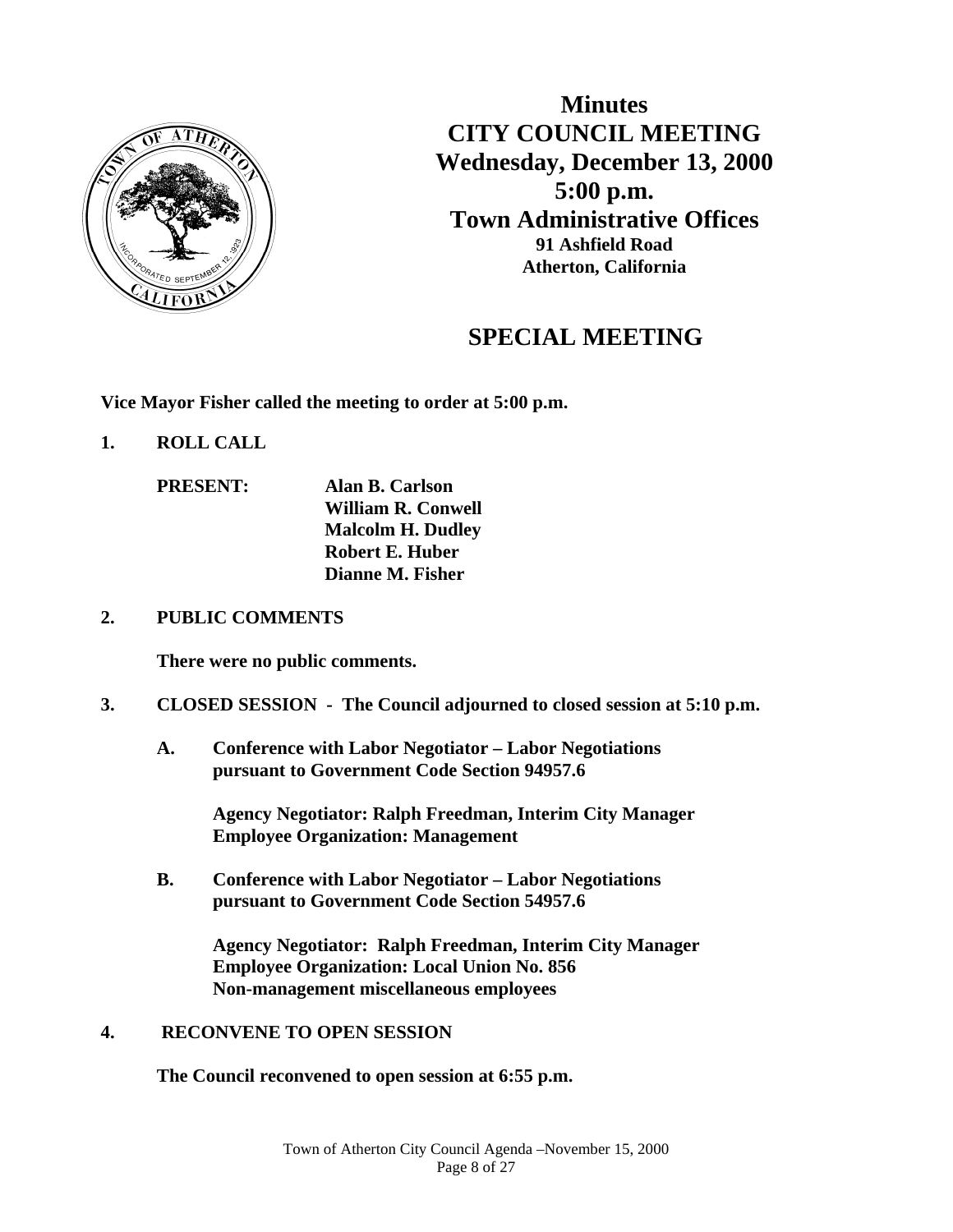# Minutes
# CITY COUNCIL MEETING
## Wednesday, December 13, 2000
## 5:00 p.m.
## Town Administrative Offices
**91 Ashfield Road**
**Atherton, California**

## SPECIAL MEETING

**Vice Mayor Fisher called the meeting to order at 5:00 p.m.**

**1. ROLL CALL**

**PRESENT:** **Alan B. Carlson**
**William R. Conwell**
**Malcolm H. Dudley**
**Robert E. Huber**
**Dianne M. Fisher**

**2. PUBLIC COMMENTS**

**There were no public comments.**

**3. CLOSED SESSION - The Council adjourned to closed session at 5:10 p.m.**

**A. Conference with Labor Negotiator – Labor Negotiations pursuant to Government Code Section 94957.6**

**Agency Negotiator: Ralph Freedman, Interim City Manager**
**Employee Organization: Management**

**B. Conference with Labor Negotiator – Labor Negotiations pursuant to Government Code Section 54957.6**

**Agency Negotiator: Ralph Freedman, Interim City Manager**
**Employee Organization: Local Union No. 856**
**Non-management miscellaneous employees**

**4. RECONVENE TO OPEN SESSION**

**The Council reconvened to open session at 6:55 p.m.**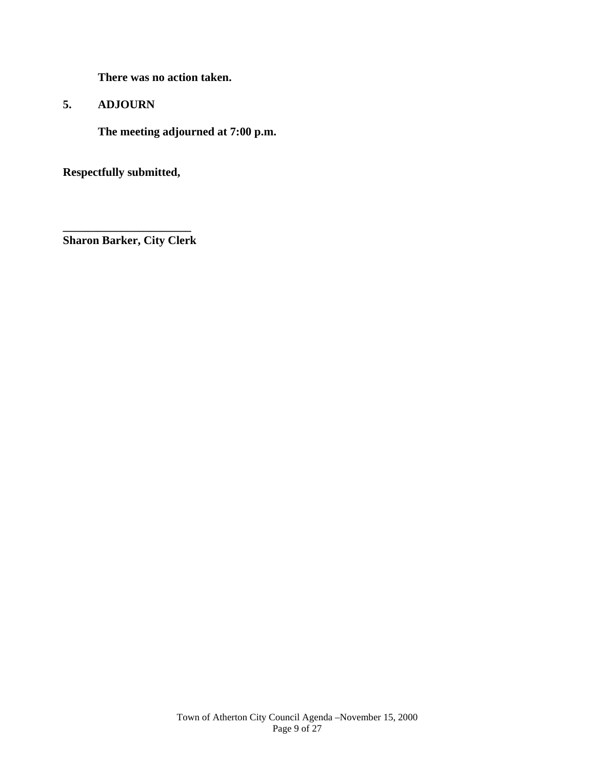**There was no action taken.**

**5. ADJOURN**

**The meeting adjourned at 7:00 p.m.**

**Respectfully submitted,**

**______________________**
**Sharon Barker, City Clerk**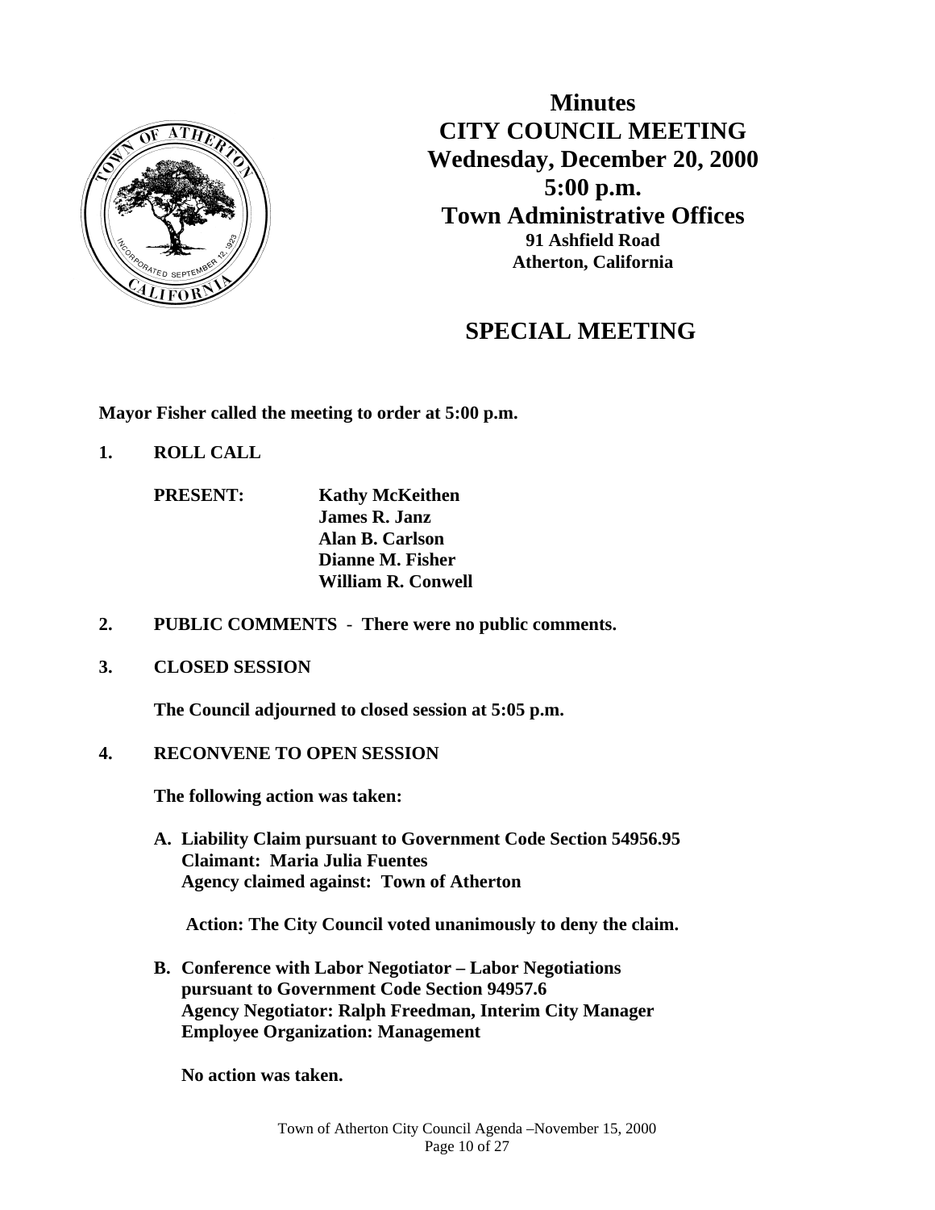# Minutes
# CITY COUNCIL MEETING
## Wednesday, December 20, 2000
## 5:00 p.m.
## Town Administrative Offices
**91 Ashfield Road**
**Atherton, California**

## SPECIAL MEETING

**Mayor Fisher called the meeting to order at 5:00 p.m.**

**1. ROLL CALL**

**PRESENT:**
**Kathy McKeithen**
**James R. Janz**
**Alan B. Carlson**
**Dianne M. Fisher**
**William R. Conwell**

**2. PUBLIC COMMENTS - There were no public comments.**

**3. CLOSED SESSION**

**The Council adjourned to closed session at 5:05 p.m.**

**4. RECONVENE TO OPEN SESSION**

**The following action was taken:**

**A. Liability Claim pursuant to Government Code Section 54956.95**
**Claimant: Maria Julia Fuentes**
**Agency claimed against: Town of Atherton**

**Action: The City Council voted unanimously to deny the claim.**

**B. Conference with Labor Negotiator – Labor Negotiations pursuant to Government Code Section 94957.6**
**Agency Negotiator: Ralph Freedman, Interim City Manager**
**Employee Organization: Management**

**No action was taken.**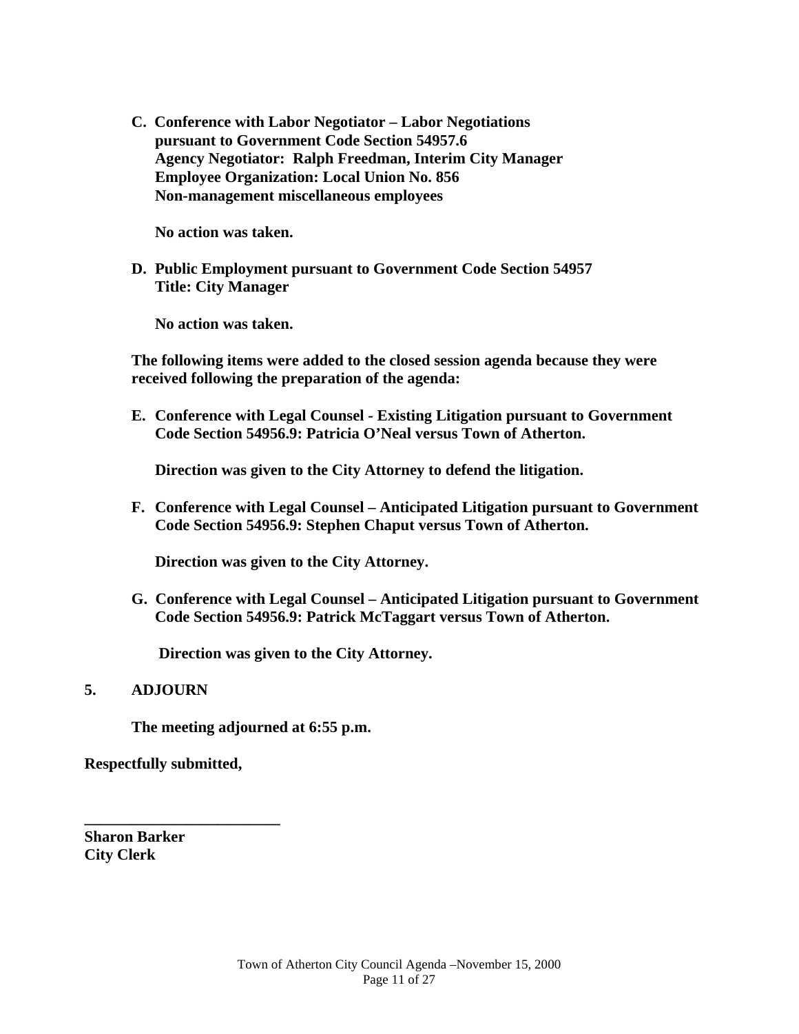**C. Conference with Labor Negotiator – Labor Negotiations pursuant to Government Code Section 54957.6**
**Agency Negotiator: Ralph Freedman, Interim City Manager**
**Employee Organization: Local Union No. 856**
**Non-management miscellaneous employees**

**No action was taken.**

**D. Public Employment pursuant to Government Code Section 54957**
**Title: City Manager**

**No action was taken.**

**The following items were added to the closed session agenda because they were received following the preparation of the agenda:**

**E. Conference with Legal Counsel - Existing Litigation pursuant to Government Code Section 54956.9: Patricia O'Neal versus Town of Atherton.**

**Direction was given to the City Attorney to defend the litigation.**

**F. Conference with Legal Counsel – Anticipated Litigation pursuant to Government Code Section 54956.9: Stephen Chaput versus Town of Atherton.**

**Direction was given to the City Attorney.**

**G. Conference with Legal Counsel – Anticipated Litigation pursuant to Government Code Section 54956.9: Patrick McTaggart versus Town of Atherton.**

**Direction was given to the City Attorney.**

## 5. ADJOURN

**The meeting adjourned at 6:55 p.m.**

**Respectfully submitted,**

**_________________________**
**Sharon Barker**
**City Clerk**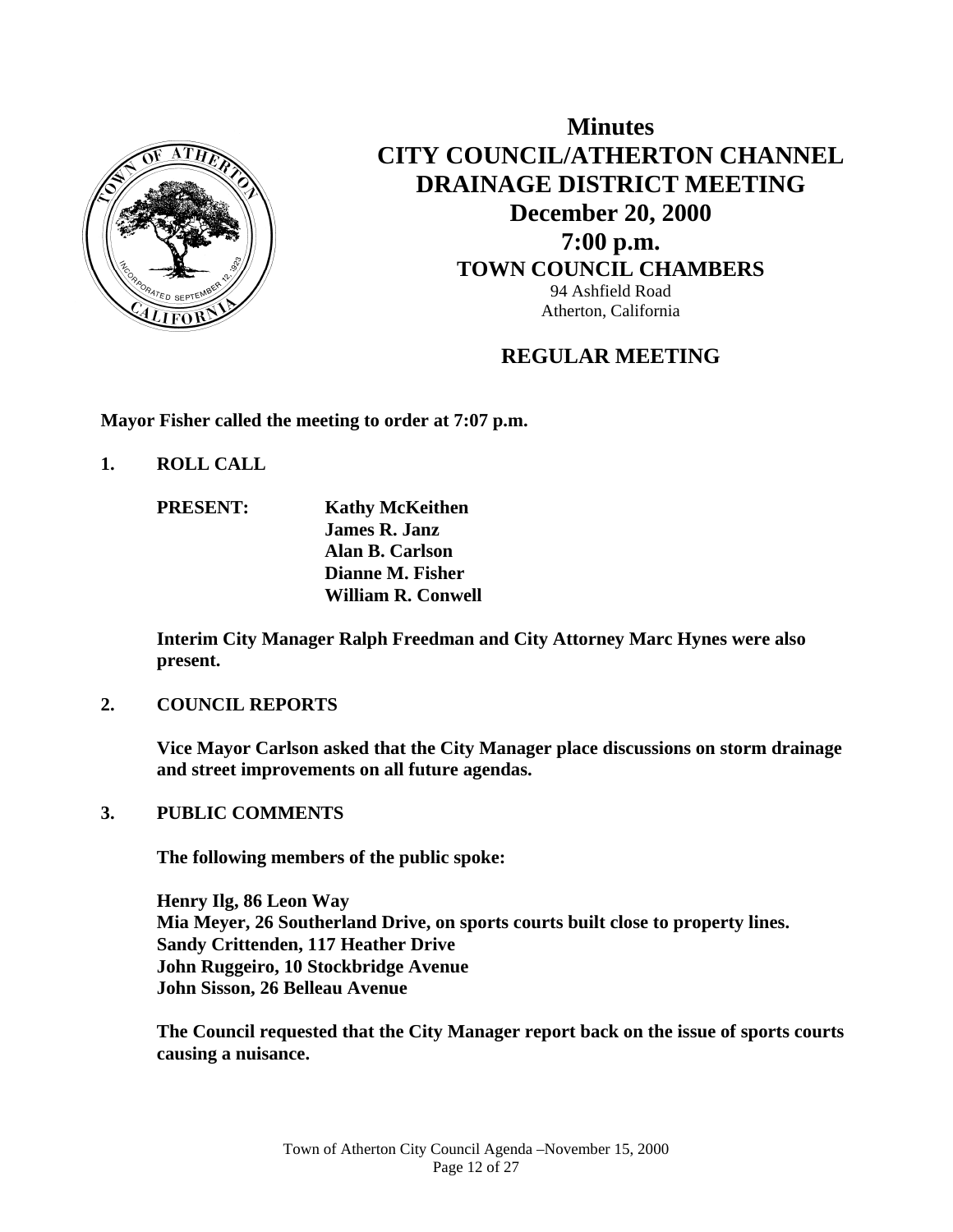# Minutes
# CITY COUNCIL/ATHERTON CHANNEL DRAINAGE DISTRICT MEETING
## December 20, 2000
## 7:00 p.m.
### TOWN COUNCIL CHAMBERS

94 Ashfield Road
Atherton, California

## REGULAR MEETING

**Mayor Fisher called the meeting to order at 7:07 p.m.**

**1. ROLL CALL**

**PRESENT:** **Kathy McKeithen**
**James R. Janz**
**Alan B. Carlson**
**Dianne M. Fisher**
**William R. Conwell**

**Interim City Manager Ralph Freedman and City Attorney Marc Hynes were also present.**

**2. COUNCIL REPORTS**

**Vice Mayor Carlson asked that the City Manager place discussions on storm drainage and street improvements on all future agendas.**

**3. PUBLIC COMMENTS**

**The following members of the public spoke:**

**Henry Ilg, 86 Leon Way**
**Mia Meyer, 26 Southerland Drive, on sports courts built close to property lines.**
**Sandy Crittenden, 117 Heather Drive**
**John Ruggeiro, 10 Stockbridge Avenue**
**John Sisson, 26 Belleau Avenue**

**The Council requested that the City Manager report back on the issue of sports courts causing a nuisance.**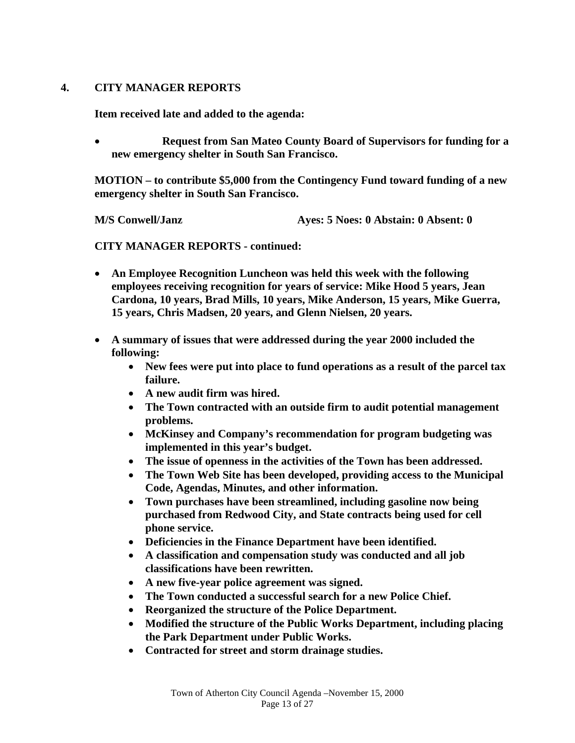## 4. CITY MANAGER REPORTS

**Item received late and added to the agenda:**

- **Request from San Mateo County Board of Supervisors for funding for a new emergency shelter in South San Francisco.**

**MOTION – to contribute $5,000 from the Contingency Fund toward funding of a new emergency shelter in South San Francisco.**

**M/S Conwell/Janz** **Ayes: 5 Noes: 0 Abstain: 0 Absent: 0**

**CITY MANAGER REPORTS - continued:**

- **An Employee Recognition Luncheon was held this week with the following employees receiving recognition for years of service: Mike Hood 5 years, Jean Cardona, 10 years, Brad Mills, 10 years, Mike Anderson, 15 years, Mike Guerra, 15 years, Chris Madsen, 20 years, and Glenn Nielsen, 20 years.**

- **A summary of issues that were addressed during the year 2000 included the following:**
    - **New fees were put into place to fund operations as a result of the parcel tax failure.**
    - **A new audit firm was hired.**
    - **The Town contracted with an outside firm to audit potential management problems.**
    - **McKinsey and Company's recommendation for program budgeting was implemented in this year's budget.**
    - **The issue of openness in the activities of the Town has been addressed.**
    - **The Town Web Site has been developed, providing access to the Municipal Code, Agendas, Minutes, and other information.**
    - **Town purchases have been streamlined, including gasoline now being purchased from Redwood City, and State contracts being used for cell phone service.**
    - **Deficiencies in the Finance Department have been identified.**
    - **A classification and compensation study was conducted and all job classifications have been rewritten.**
    - **A new five-year police agreement was signed.**
    - **The Town conducted a successful search for a new Police Chief.**
    - **Reorganized the structure of the Police Department.**
    - **Modified the structure of the Public Works Department, including placing the Park Department under Public Works.**
    - **Contracted for street and storm drainage studies.**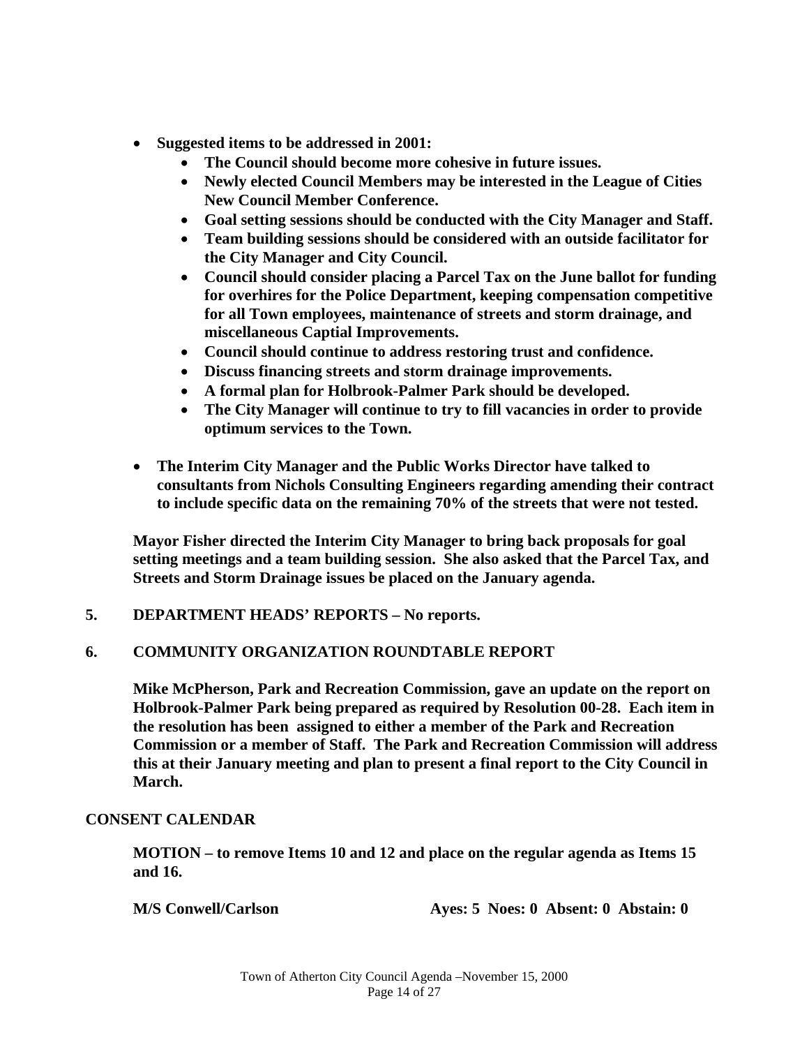- **Suggested items to be addressed in 2001:**
  - **The Council should become more cohesive in future issues.**
  - **Newly elected Council Members may be interested in the League of Cities New Council Member Conference.**
  - **Goal setting sessions should be conducted with the City Manager and Staff.**
  - **Team building sessions should be considered with an outside facilitator for the City Manager and City Council.**
  - **Council should consider placing a Parcel Tax on the June ballot for funding for overhires for the Police Department, keeping compensation competitive for all Town employees, maintenance of streets and storm drainage, and miscellaneous Captial Improvements.**
  - **Council should continue to address restoring trust and confidence.**
  - **Discuss financing streets and storm drainage improvements.**
  - **A formal plan for Holbrook-Palmer Park should be developed.**
  - **The City Manager will continue to try to fill vacancies in order to provide optimum services to the Town.**

- **The Interim City Manager and the Public Works Director have talked to consultants from Nichols Consulting Engineers regarding amending their contract to include specific data on the remaining 70% of the streets that were not tested.**

**Mayor Fisher directed the Interim City Manager to bring back proposals for goal setting meetings and a team building session. She also asked that the Parcel Tax, and Streets and Storm Drainage issues be placed on the January agenda.**

**5. DEPARTMENT HEADS' REPORTS – No reports.**

**6. COMMUNITY ORGANIZATION ROUNDTABLE REPORT**

**Mike McPherson, Park and Recreation Commission, gave an update on the report on Holbrook-Palmer Park being prepared as required by Resolution 00-28. Each item in the resolution has been assigned to either a member of the Park and Recreation Commission or a member of Staff. The Park and Recreation Commission will address this at their January meeting and plan to present a final report to the City Council in March.**

**CONSENT CALENDAR**

**MOTION – to remove Items 10 and 12 and place on the regular agenda as Items 15 and 16.**

**M/S Conwell/Carlson** **Ayes: 5 Noes: 0 Absent: 0 Abstain: 0**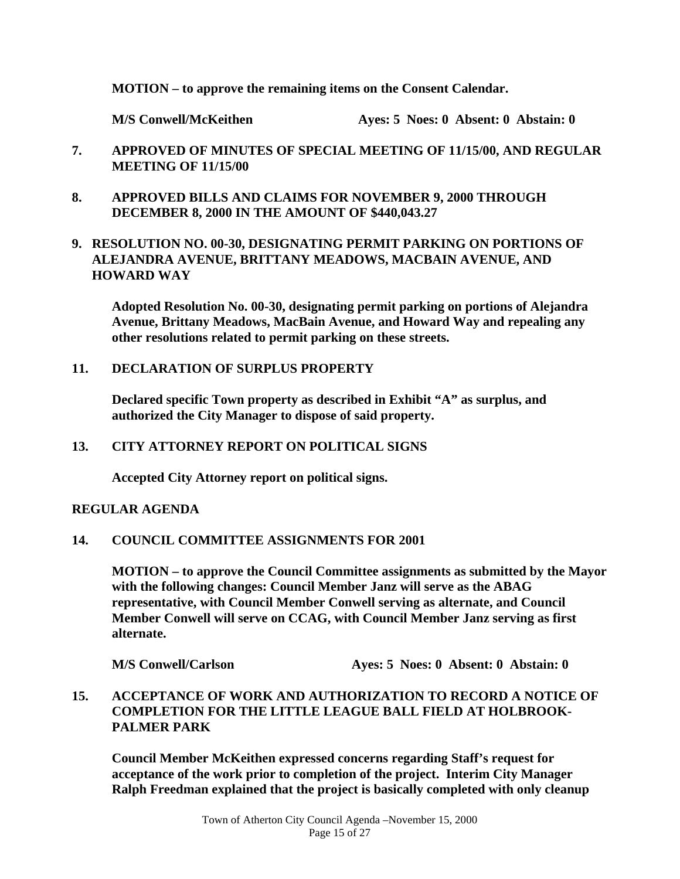**MOTION – to approve the remaining items on the Consent Calendar.**

**M/S Conwell/McKeithen Ayes: 5 Noes: 0 Absent: 0 Abstain: 0**

**7. APPROVED OF MINUTES OF SPECIAL MEETING OF 11/15/00, AND REGULAR MEETING OF 11/15/00**

**8. APPROVED BILLS AND CLAIMS FOR NOVEMBER 9, 2000 THROUGH DECEMBER 8, 2000 IN THE AMOUNT OF $440,043.27**

**9. RESOLUTION NO. 00-30, DESIGNATING PERMIT PARKING ON PORTIONS OF ALEJANDRA AVENUE, BRITTANY MEADOWS, MACBAIN AVENUE, AND HOWARD WAY**

**Adopted Resolution No. 00-30, designating permit parking on portions of Alejandra Avenue, Brittany Meadows, MacBain Avenue, and Howard Way and repealing any other resolutions related to permit parking on these streets.**

**11. DECLARATION OF SURPLUS PROPERTY**

**Declared specific Town property as described in Exhibit "A" as surplus, and authorized the City Manager to dispose of said property.**

**13. CITY ATTORNEY REPORT ON POLITICAL SIGNS**

**Accepted City Attorney report on political signs.**

**REGULAR AGENDA**

**14. COUNCIL COMMITTEE ASSIGNMENTS FOR 2001**

**MOTION – to approve the Council Committee assignments as submitted by the Mayor with the following changes: Council Member Janz will serve as the ABAG representative, with Council Member Conwell serving as alternate, and Council Member Conwell will serve on CCAG, with Council Member Janz serving as first alternate.**

**M/S Conwell/Carlson Ayes: 5 Noes: 0 Absent: 0 Abstain: 0**

**15. ACCEPTANCE OF WORK AND AUTHORIZATION TO RECORD A NOTICE OF COMPLETION FOR THE LITTLE LEAGUE BALL FIELD AT HOLBROOK-PALMER PARK**

**Council Member McKeithen expressed concerns regarding Staff's request for acceptance of the work prior to completion of the project. Interim City Manager Ralph Freedman explained that the project is basically completed with only cleanup**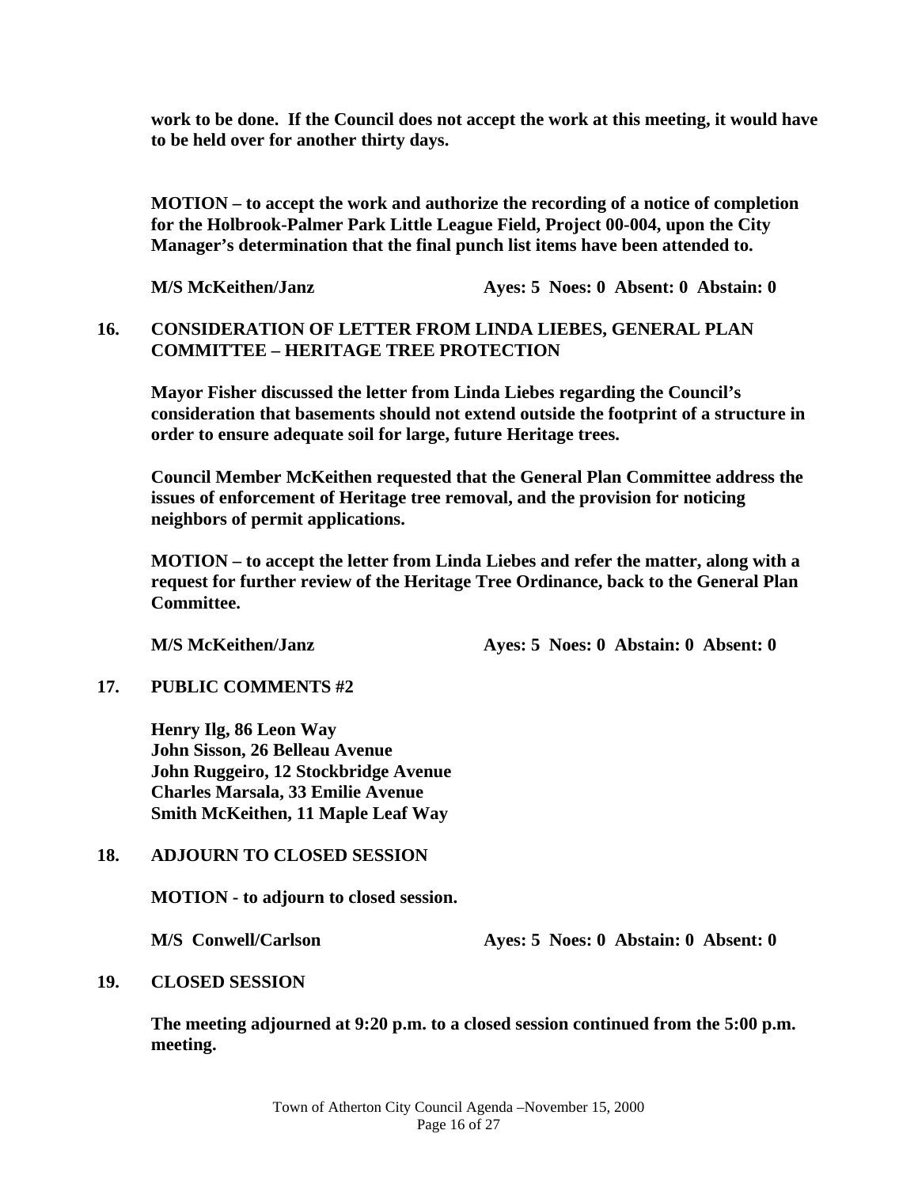**work to be done. If the Council does not accept the work at this meeting, it would have to be held over for another thirty days.**

**MOTION – to accept the work and authorize the recording of a notice of completion for the Holbrook-Palmer Park Little League Field, Project 00-004, upon the City Manager's determination that the final punch list items have been attended to.**

**M/S McKeithen/Janz Ayes: 5 Noes: 0 Absent: 0 Abstain: 0**

## 16. CONSIDERATION OF LETTER FROM LINDA LIEBES, GENERAL PLAN COMMITTEE – HERITAGE TREE PROTECTION

**Mayor Fisher discussed the letter from Linda Liebes regarding the Council's consideration that basements should not extend outside the footprint of a structure in order to ensure adequate soil for large, future Heritage trees.**

**Council Member McKeithen requested that the General Plan Committee address the issues of enforcement of Heritage tree removal, and the provision for noticing neighbors of permit applications.**

**MOTION – to accept the letter from Linda Liebes and refer the matter, along with a request for further review of the Heritage Tree Ordinance, back to the General Plan Committee.**

**M/S McKeithen/Janz Ayes: 5 Noes: 0 Abstain: 0 Absent: 0**

## 17. PUBLIC COMMENTS #2

**Henry Ilg, 86 Leon Way**
**John Sisson, 26 Belleau Avenue**
**John Ruggeiro, 12 Stockbridge Avenue**
**Charles Marsala, 33 Emilie Avenue**
**Smith McKeithen, 11 Maple Leaf Way**

## 18. ADJOURN TO CLOSED SESSION

**MOTION - to adjourn to closed session.**

**M/S Conwell/Carlson Ayes: 5 Noes: 0 Abstain: 0 Absent: 0**

## 19. CLOSED SESSION

**The meeting adjourned at 9:20 p.m. to a closed session continued from the 5:00 p.m. meeting.**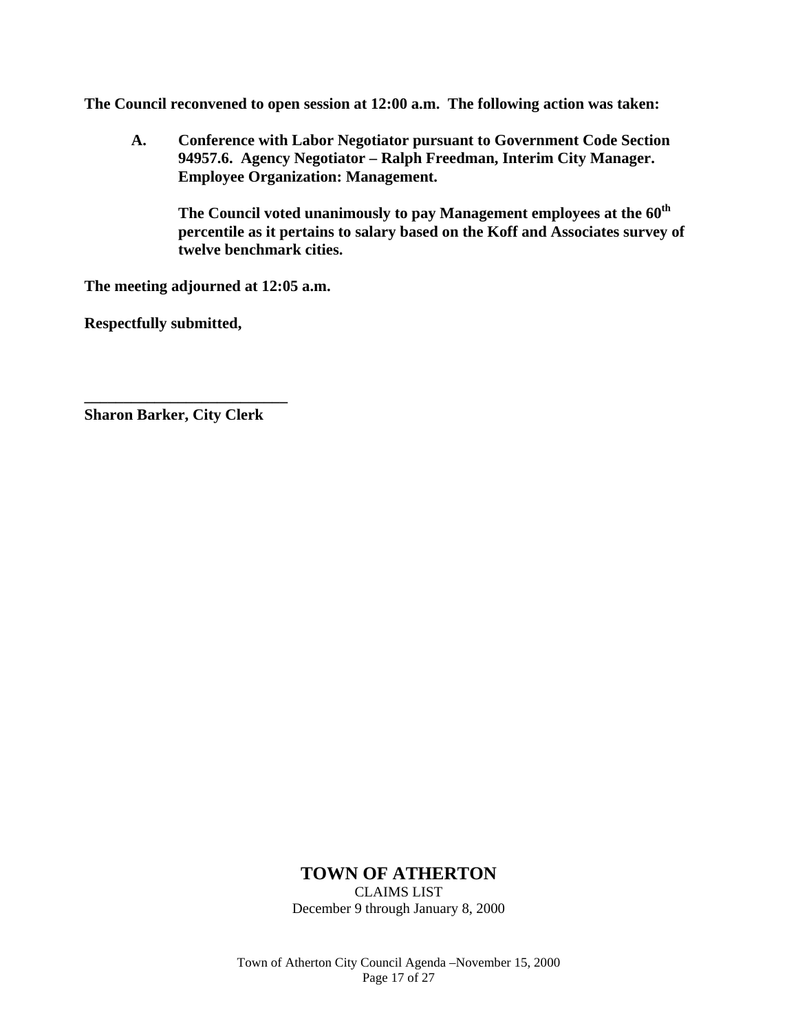**The Council reconvened to open session at 12:00 a.m. The following action was taken:**

**A. Conference with Labor Negotiator pursuant to Government Code Section 94957.6. Agency Negotiator – Ralph Freedman, Interim City Manager. Employee Organization: Management.**

**The Council voted unanimously to pay Management employees at the 60th percentile as it pertains to salary based on the Koff and Associates survey of twelve benchmark cities.**

**The meeting adjourned at 12:05 a.m.**

**Respectfully submitted,**

**\_\_\_\_\_\_\_\_\_\_\_\_\_\_\_\_\_\_\_\_\_\_\_\_\_\_**
**Sharon Barker, City Clerk**

## TOWN OF ATHERTON

CLAIMS LIST
December 9 through January 8, 2000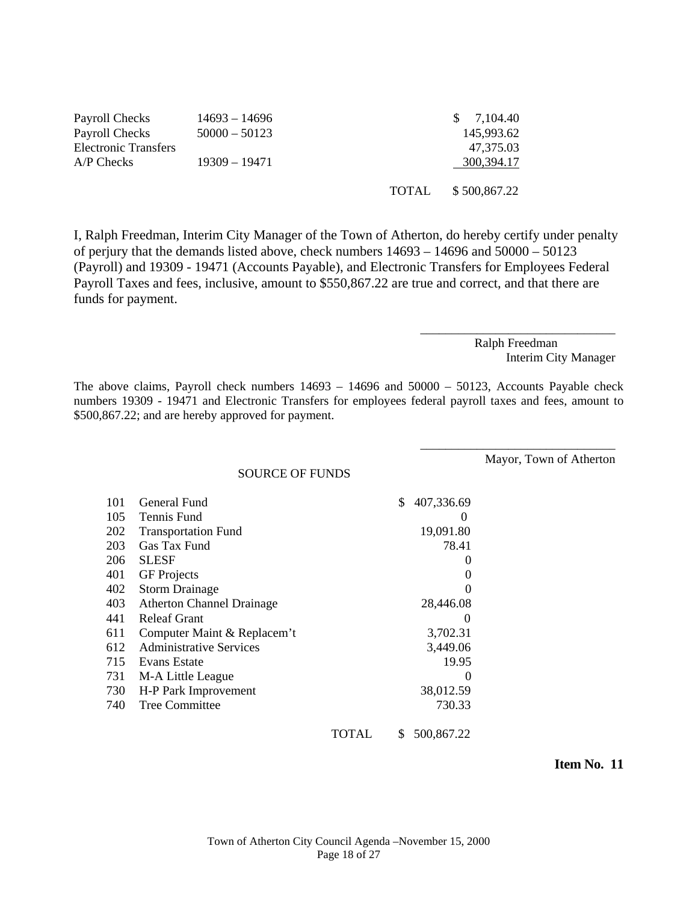| | | | |
|---|---|---|---|
| Payroll Checks | 14693 – 14696 | | $ 7,104.40 |
| Payroll Checks | 50000 – 50123 | | 145,993.62 |
| Electronic Transfers | | | 47,375.03 |
| A/P Checks | 19309 – 19471 | | 300,394.17 |
| | | TOTAL | $ 500,867.22 |

I, Ralph Freedman, Interim City Manager of the Town of Atherton, do hereby certify under penalty of perjury that the demands listed above, check numbers 14693 – 14696 and 50000 – 50123 (Payroll) and 19309 - 19471 (Accounts Payable), and Electronic Transfers for Employees Federal Payroll Taxes and fees, inclusive, amount to $550,867.22 are true and correct, and that there are funds for payment.

\_\_\_\_\_\_\_\_\_\_\_\_\_\_\_\_\_\_\_\_\_\_\_\_\_\_\_\_\_\_
Ralph Freedman
Interim City Manager

The above claims, Payroll check numbers 14693 – 14696 and 50000 – 50123, Accounts Payable check numbers 19309 - 19471 and Electronic Transfers for employees federal payroll taxes and fees, amount to $500,867.22; and are hereby approved for payment.

\_\_\_\_\_\_\_\_\_\_\_\_\_\_\_\_\_\_\_\_\_\_\_\_\_\_\_\_\_\_
Mayor, Town of Atherton

SOURCE OF FUNDS

| | | |
|---|---|---|
| 101 | General Fund | $ 407,336.69 |
| 105 | Tennis Fund | 0 |
| 202 | Transportation Fund | 19,091.80 |
| 203 | Gas Tax Fund | 78.41 |
| 206 | SLESF | 0 |
| 401 | GF Projects | 0 |
| 402 | Storm Drainage | 0 |
| 403 | Atherton Channel Drainage | 28,446.08 |
| 441 | Releaf Grant | 0 |
| 611 | Computer Maint & Replacem't | 3,702.31 |
| 612 | Administrative Services | 3,449.06 |
| 715 | Evans Estate | 19.95 |
| 731 | M-A Little League | 0 |
| 730 | H-P Park Improvement | 38,012.59 |
| 740 | Tree Committee | 730.33 |
| | TOTAL | $ 500,867.22 |

**Item No. 11**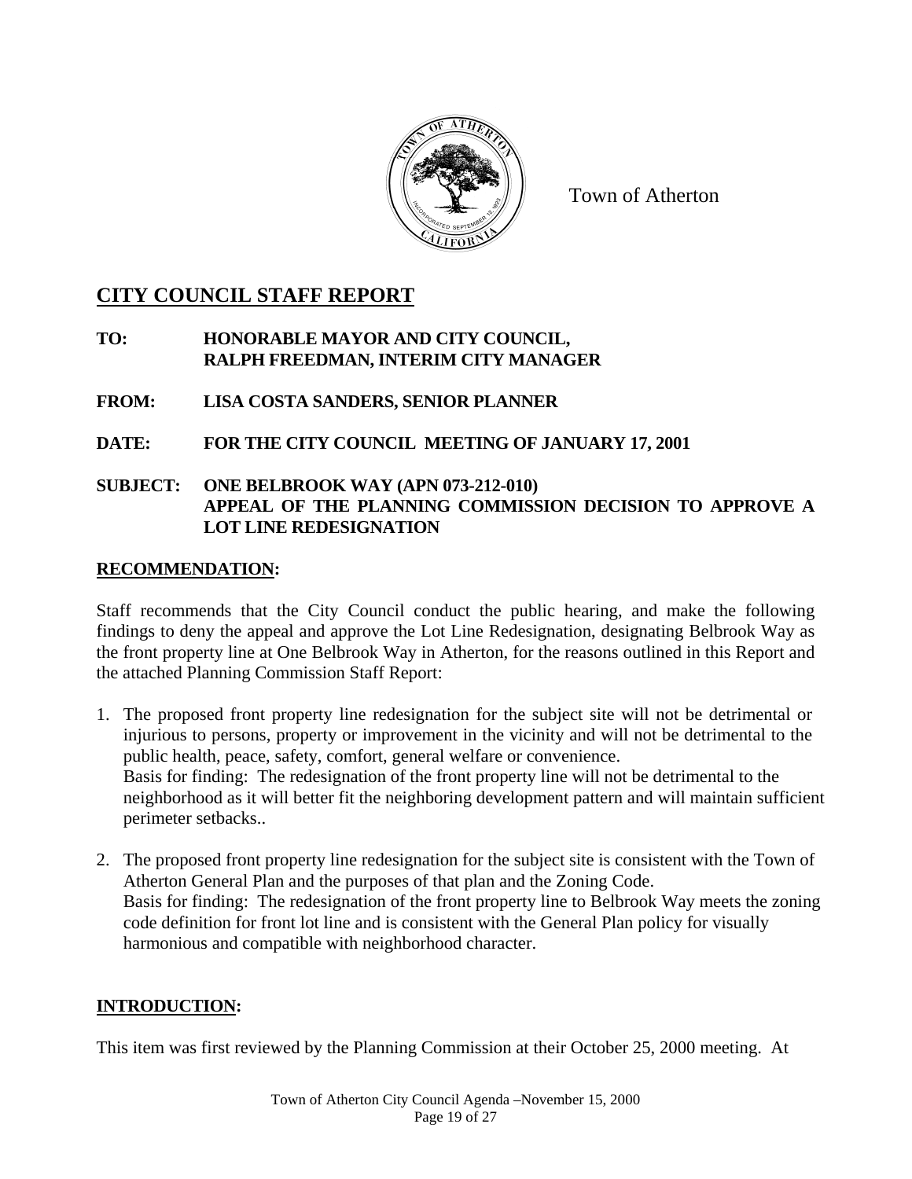Town of Atherton

# CITY COUNCIL STAFF REPORT

**TO: HONORABLE MAYOR AND CITY COUNCIL, RALPH FREEDMAN, INTERIM CITY MANAGER**

**FROM: LISA COSTA SANDERS, SENIOR PLANNER**

**DATE: FOR THE CITY COUNCIL MEETING OF JANUARY 17, 2001**

**SUBJECT: ONE BELBROOK WAY (APN 073-212-010) APPEAL OF THE PLANNING COMMISSION DECISION TO APPROVE A LOT LINE REDESIGNATION**

## RECOMMENDATION:

Staff recommends that the City Council conduct the public hearing, and make the following findings to deny the appeal and approve the Lot Line Redesignation, designating Belbrook Way as the front property line at One Belbrook Way in Atherton, for the reasons outlined in this Report and the attached Planning Commission Staff Report:

1. The proposed front property line redesignation for the subject site will not be detrimental or injurious to persons, property or improvement in the vicinity and will not be detrimental to the public health, peace, safety, comfort, general welfare or convenience.
   Basis for finding: The redesignation of the front property line will not be detrimental to the neighborhood as it will better fit the neighboring development pattern and will maintain sufficient perimeter setbacks..

2. The proposed front property line redesignation for the subject site is consistent with the Town of Atherton General Plan and the purposes of that plan and the Zoning Code.
   Basis for finding: The redesignation of the front property line to Belbrook Way meets the zoning code definition for front lot line and is consistent with the General Plan policy for visually harmonious and compatible with neighborhood character.

## INTRODUCTION:

This item was first reviewed by the Planning Commission at their October 25, 2000 meeting. At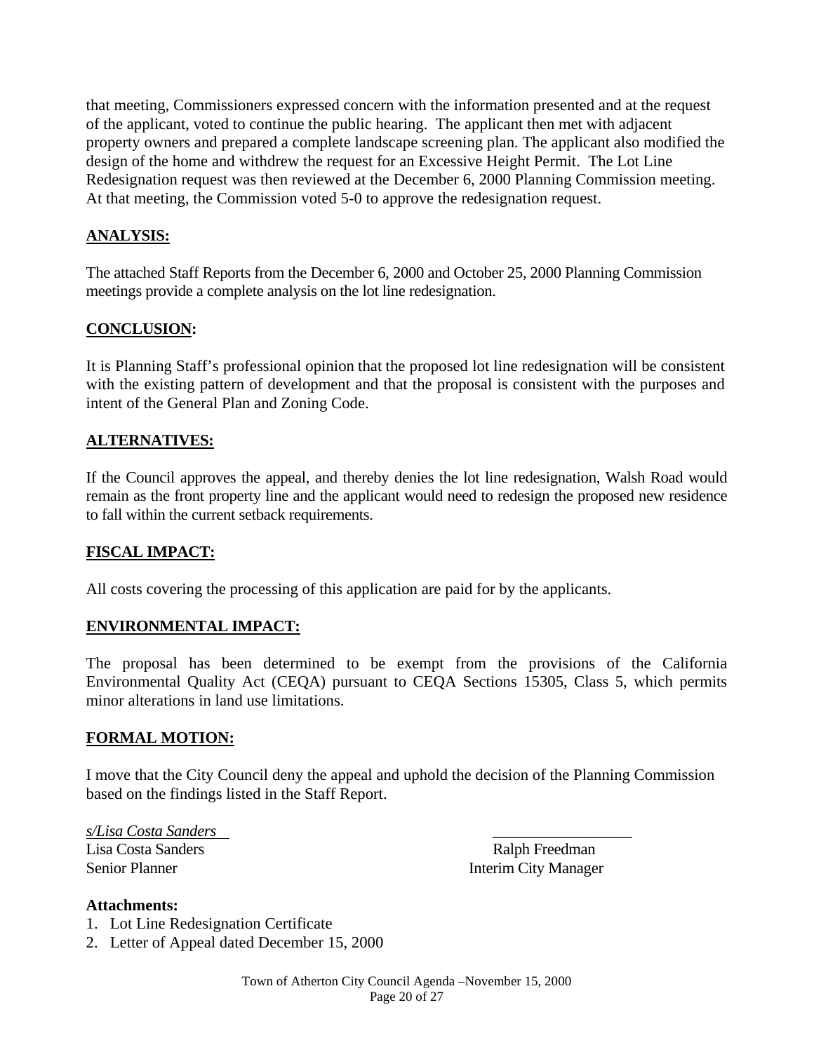that meeting, Commissioners expressed concern with the information presented and at the request of the applicant, voted to continue the public hearing. The applicant then met with adjacent property owners and prepared a complete landscape screening plan. The applicant also modified the design of the home and withdrew the request for an Excessive Height Permit. The Lot Line Redesignation request was then reviewed at the December 6, 2000 Planning Commission meeting. At that meeting, the Commission voted 5-0 to approve the redesignation request.

## **ANALYSIS:**

The attached Staff Reports from the December 6, 2000 and October 25, 2000 Planning Commission meetings provide a complete analysis on the lot line redesignation.

## **CONCLUSION:**

It is Planning Staff's professional opinion that the proposed lot line redesignation will be consistent with the existing pattern of development and that the proposal is consistent with the purposes and intent of the General Plan and Zoning Code.

## **ALTERNATIVES:**

If the Council approves the appeal, and thereby denies the lot line redesignation, Walsh Road would remain as the front property line and the applicant would need to redesign the proposed new residence to fall within the current setback requirements.

## **FISCAL IMPACT:**

All costs covering the processing of this application are paid for by the applicants.

## **ENVIRONMENTAL IMPACT:**

The proposal has been determined to be exempt from the provisions of the California Environmental Quality Act (CEQA) pursuant to CEQA Sections 15305, Class 5, which permits minor alterations in land use limitations.

## **FORMAL MOTION:**

I move that the City Council deny the appeal and uphold the decision of the Planning Commission based on the findings listed in the Staff Report.

*s/Lisa Costa Sanders*
Lisa Costa Sanders
Senior Planner

\_\_\_\_\_\_\_\_\_\_\_\_\_\_\_\_\_\_
Ralph Freedman
Interim City Manager

**Attachments:**

1. Lot Line Redesignation Certificate
2. Letter of Appeal dated December 15, 2000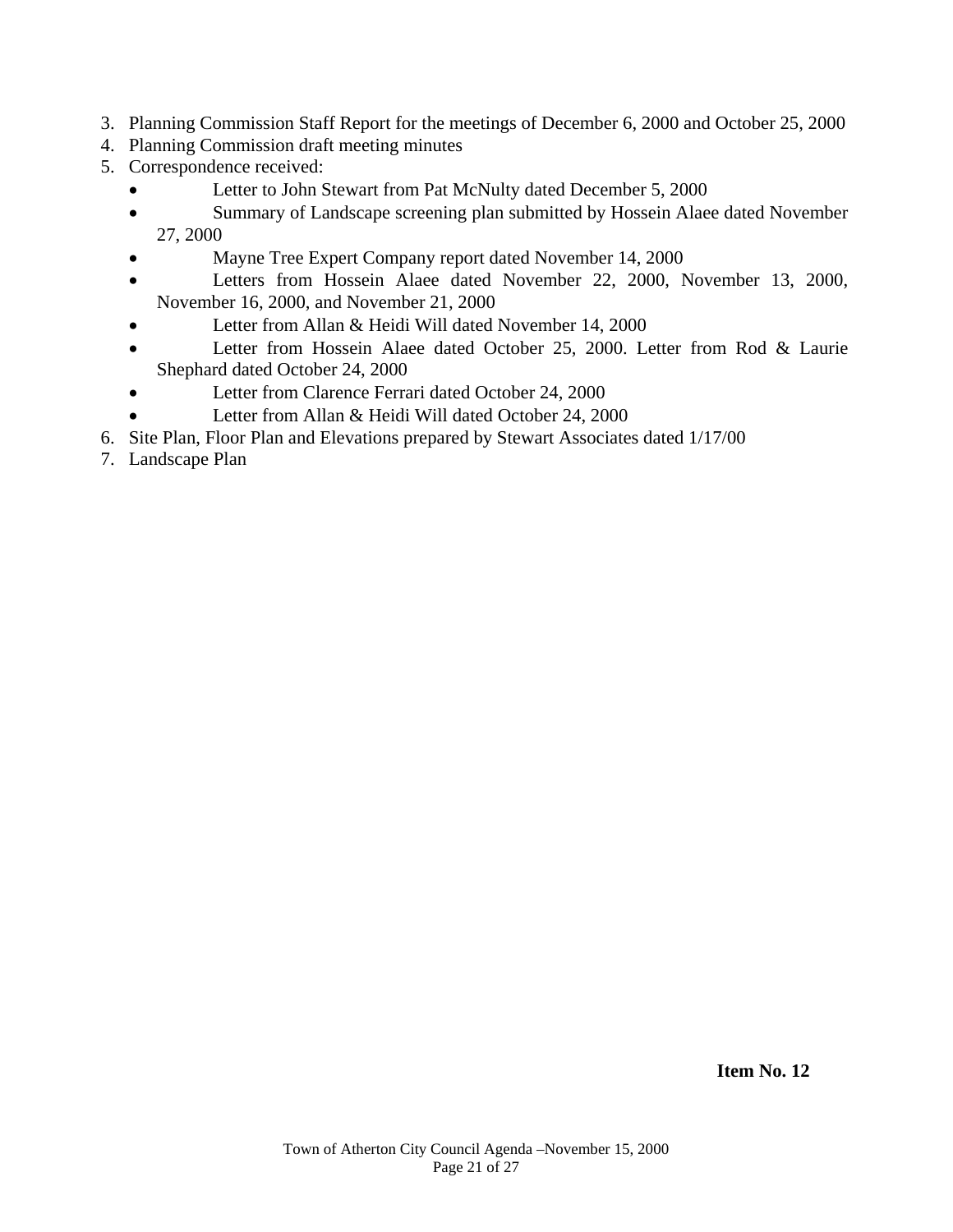3. Planning Commission Staff Report for the meetings of December 6, 2000 and October 25, 2000
4. Planning Commission draft meeting minutes
5. Correspondence received:
   - Letter to John Stewart from Pat McNulty dated December 5, 2000
   - Summary of Landscape screening plan submitted by Hossein Alaee dated November 27, 2000
   - Mayne Tree Expert Company report dated November 14, 2000
   - Letters from Hossein Alaee dated November 22, 2000, November 13, 2000, November 16, 2000, and November 21, 2000
   - Letter from Allan & Heidi Will dated November 14, 2000
   - Letter from Hossein Alaee dated October 25, 2000. Letter from Rod & Laurie Shephard dated October 24, 2000
   - Letter from Clarence Ferrari dated October 24, 2000
   - Letter from Allan & Heidi Will dated October 24, 2000
6. Site Plan, Floor Plan and Elevations prepared by Stewart Associates dated 1/17/00
7. Landscape Plan

**Item No. 12**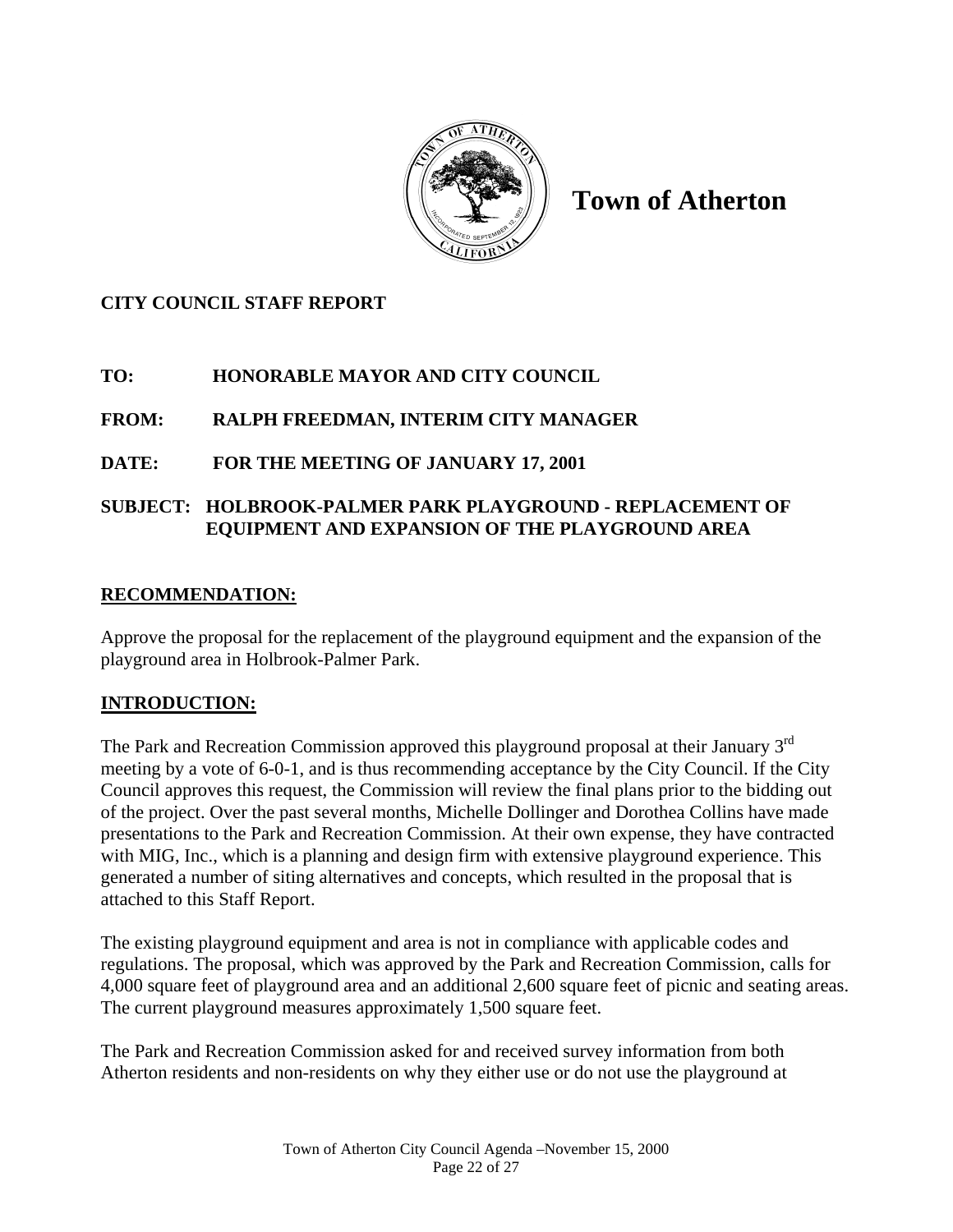# Town of Atherton

**CITY COUNCIL STAFF REPORT**

**TO:** HONORABLE MAYOR AND CITY COUNCIL

**FROM:** RALPH FREEDMAN, INTERIM CITY MANAGER

**DATE:** FOR THE MEETING OF JANUARY 17, 2001

**SUBJECT:** HOLBROOK-PALMER PARK PLAYGROUND - REPLACEMENT OF EQUIPMENT AND EXPANSION OF THE PLAYGROUND AREA

## RECOMMENDATION:

Approve the proposal for the replacement of the playground equipment and the expansion of the playground area in Holbrook-Palmer Park.

## INTRODUCTION:

The Park and Recreation Commission approved this playground proposal at their January 3rd meeting by a vote of 6-0-1, and is thus recommending acceptance by the City Council. If the City Council approves this request, the Commission will review the final plans prior to the bidding out of the project. Over the past several months, Michelle Dollinger and Dorothea Collins have made presentations to the Park and Recreation Commission. At their own expense, they have contracted with MIG, Inc., which is a planning and design firm with extensive playground experience. This generated a number of siting alternatives and concepts, which resulted in the proposal that is attached to this Staff Report.

The existing playground equipment and area is not in compliance with applicable codes and regulations. The proposal, which was approved by the Park and Recreation Commission, calls for 4,000 square feet of playground area and an additional 2,600 square feet of picnic and seating areas. The current playground measures approximately 1,500 square feet.

The Park and Recreation Commission asked for and received survey information from both Atherton residents and non-residents on why they either use or do not use the playground at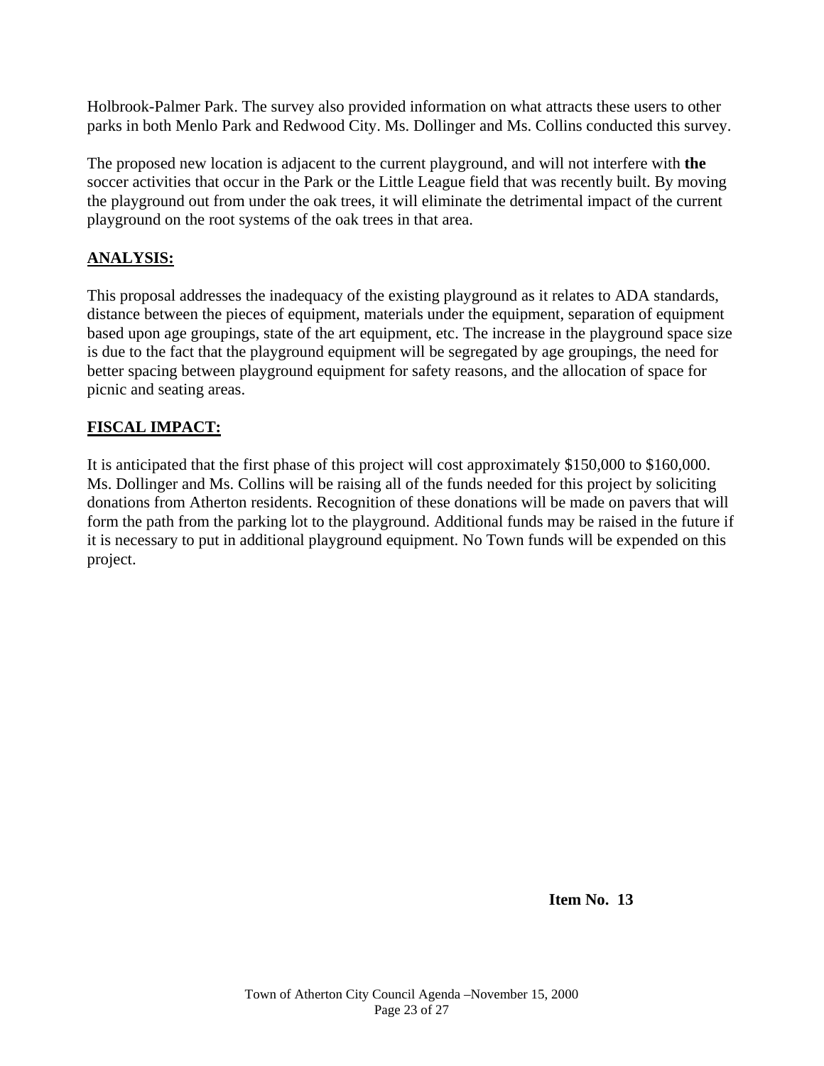Holbrook-Palmer Park. The survey also provided information on what attracts these users to other parks in both Menlo Park and Redwood City. Ms. Dollinger and Ms. Collins conducted this survey.

The proposed new location is adjacent to the current playground, and will not interfere with **the** soccer activities that occur in the Park or the Little League field that was recently built. By moving the playground out from under the oak trees, it will eliminate the detrimental impact of the current playground on the root systems of the oak trees in that area.

## ANALYSIS:

This proposal addresses the inadequacy of the existing playground as it relates to ADA standards, distance between the pieces of equipment, materials under the equipment, separation of equipment based upon age groupings, state of the art equipment, etc. The increase in the playground space size is due to the fact that the playground equipment will be segregated by age groupings, the need for better spacing between playground equipment for safety reasons, and the allocation of space for picnic and seating areas.

## FISCAL IMPACT:

It is anticipated that the first phase of this project will cost approximately $150,000 to $160,000. Ms. Dollinger and Ms. Collins will be raising all of the funds needed for this project by soliciting donations from Atherton residents. Recognition of these donations will be made on pavers that will form the path from the parking lot to the playground. Additional funds may be raised in the future if it is necessary to put in additional playground equipment. No Town funds will be expended on this project.

**Item No. 13**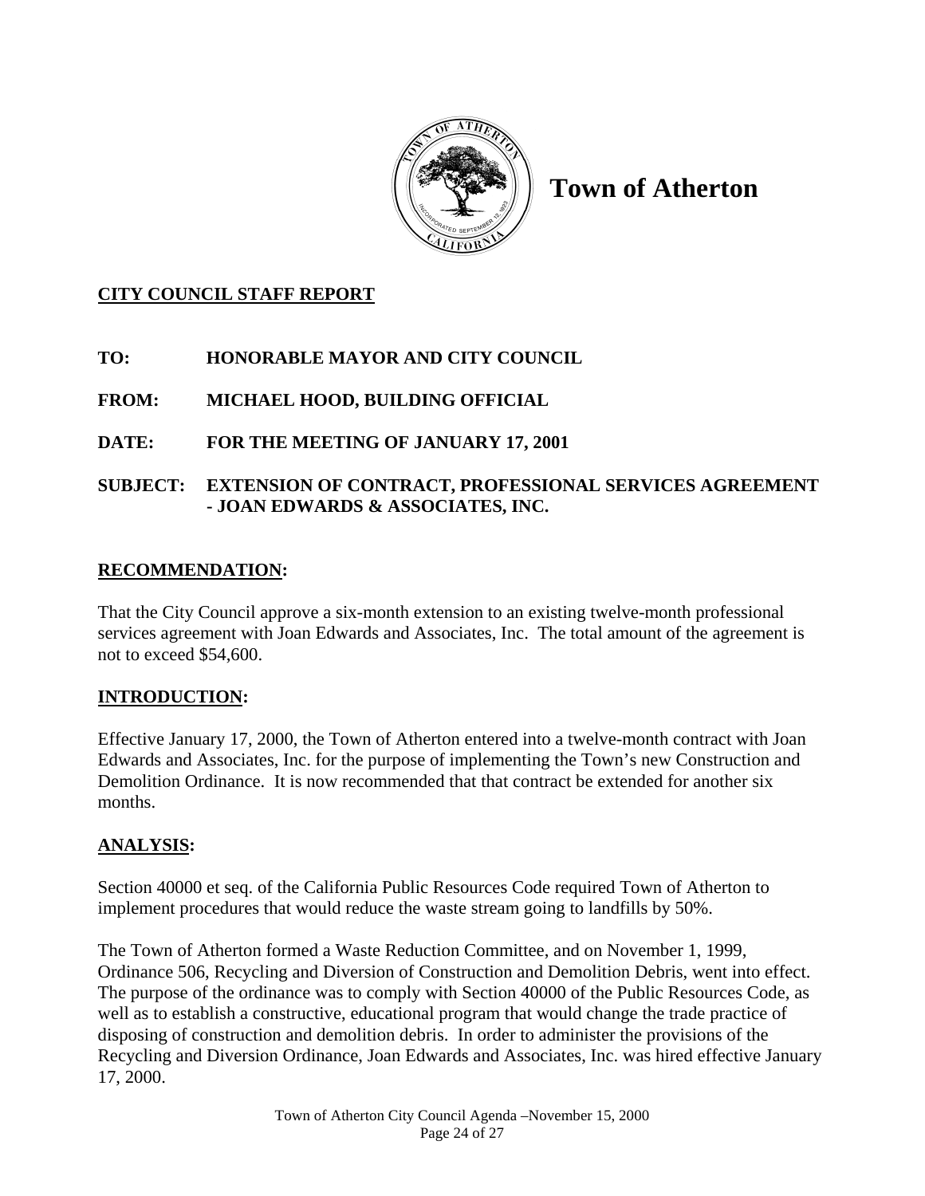# Town of Atherton

**CITY COUNCIL STAFF REPORT**

**TO:** HONORABLE MAYOR AND CITY COUNCIL

**FROM:** MICHAEL HOOD, BUILDING OFFICIAL

**DATE:** FOR THE MEETING OF JANUARY 17, 2001

**SUBJECT:** EXTENSION OF CONTRACT, PROFESSIONAL SERVICES AGREEMENT - JOAN EDWARDS & ASSOCIATES, INC.

## RECOMMENDATION:

That the City Council approve a six-month extension to an existing twelve-month professional services agreement with Joan Edwards and Associates, Inc. The total amount of the agreement is not to exceed $54,600.

## INTRODUCTION:

Effective January 17, 2000, the Town of Atherton entered into a twelve-month contract with Joan Edwards and Associates, Inc. for the purpose of implementing the Town's new Construction and Demolition Ordinance. It is now recommended that that contract be extended for another six months.

## ANALYSIS:

Section 40000 et seq. of the California Public Resources Code required Town of Atherton to implement procedures that would reduce the waste stream going to landfills by 50%.

The Town of Atherton formed a Waste Reduction Committee, and on November 1, 1999, Ordinance 506, Recycling and Diversion of Construction and Demolition Debris, went into effect. The purpose of the ordinance was to comply with Section 40000 of the Public Resources Code, as well as to establish a constructive, educational program that would change the trade practice of disposing of construction and demolition debris. In order to administer the provisions of the Recycling and Diversion Ordinance, Joan Edwards and Associates, Inc. was hired effective January 17, 2000.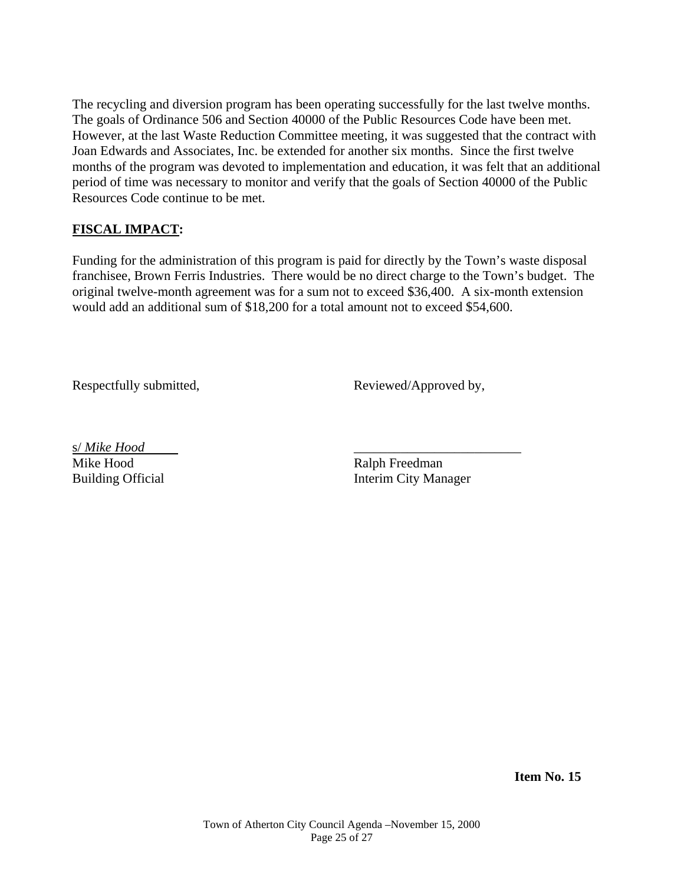The recycling and diversion program has been operating successfully for the last twelve months. The goals of Ordinance 506 and Section 40000 of the Public Resources Code have been met. However, at the last Waste Reduction Committee meeting, it was suggested that the contract with Joan Edwards and Associates, Inc. be extended for another six months. Since the first twelve months of the program was devoted to implementation and education, it was felt that an additional period of time was necessary to monitor and verify that the goals of Section 40000 of the Public Resources Code continue to be met.

**FISCAL IMPACT:**

Funding for the administration of this program is paid for directly by the Town's waste disposal franchisee, Brown Ferris Industries. There would be no direct charge to the Town's budget. The original twelve-month agreement was for a sum not to exceed $36,400. A six-month extension would add an additional sum of $18,200 for a total amount not to exceed $54,600.

Respectfully submitted,

s/ *Mike Hood*
Mike Hood
Building Official

Reviewed/Approved by,

_________________________
Ralph Freedman
Interim City Manager

**Item No. 15**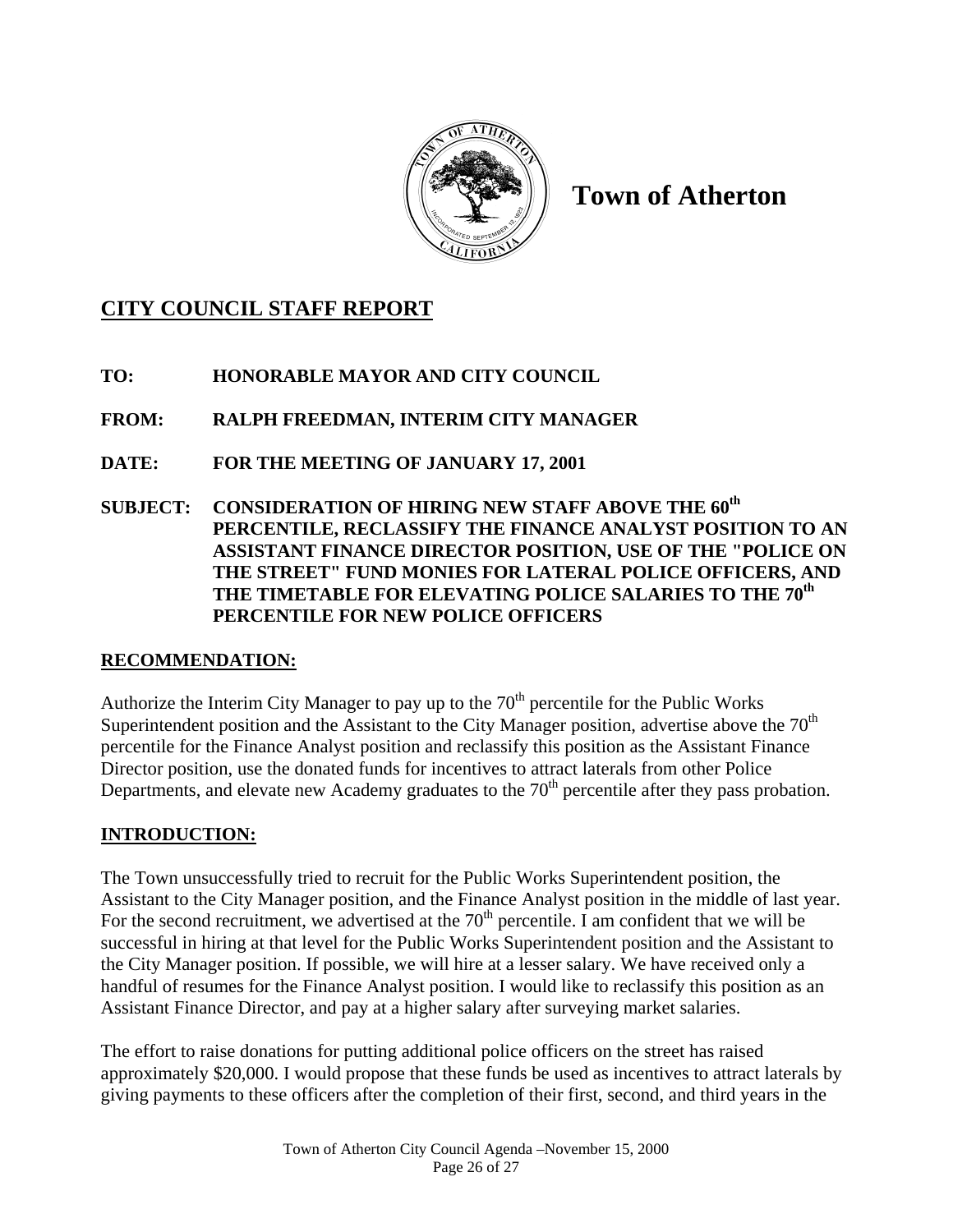# Town of Atherton

## CITY COUNCIL STAFF REPORT

**TO:** HONORABLE MAYOR AND CITY COUNCIL

**FROM:** RALPH FREEDMAN, INTERIM CITY MANAGER

**DATE:** FOR THE MEETING OF JANUARY 17, 2001

**SUBJECT:** CONSIDERATION OF HIRING NEW STAFF ABOVE THE 60th PERCENTILE, RECLASSIFY THE FINANCE ANALYST POSITION TO AN ASSISTANT FINANCE DIRECTOR POSITION, USE OF THE "POLICE ON THE STREET" FUND MONIES FOR LATERAL POLICE OFFICERS, AND THE TIMETABLE FOR ELEVATING POLICE SALARIES TO THE 70th PERCENTILE FOR NEW POLICE OFFICERS

### RECOMMENDATION:

Authorize the Interim City Manager to pay up to the 70th percentile for the Public Works Superintendent position and the Assistant to the City Manager position, advertise above the 70th percentile for the Finance Analyst position and reclassify this position as the Assistant Finance Director position, use the donated funds for incentives to attract laterals from other Police Departments, and elevate new Academy graduates to the 70th percentile after they pass probation.

### INTRODUCTION:

The Town unsuccessfully tried to recruit for the Public Works Superintendent position, the Assistant to the City Manager position, and the Finance Analyst position in the middle of last year. For the second recruitment, we advertised at the 70th percentile. I am confident that we will be successful in hiring at that level for the Public Works Superintendent position and the Assistant to the City Manager position. If possible, we will hire at a lesser salary. We have received only a handful of resumes for the Finance Analyst position. I would like to reclassify this position as an Assistant Finance Director, and pay at a higher salary after surveying market salaries.

The effort to raise donations for putting additional police officers on the street has raised approximately $20,000. I would propose that these funds be used as incentives to attract laterals by giving payments to these officers after the completion of their first, second, and third years in the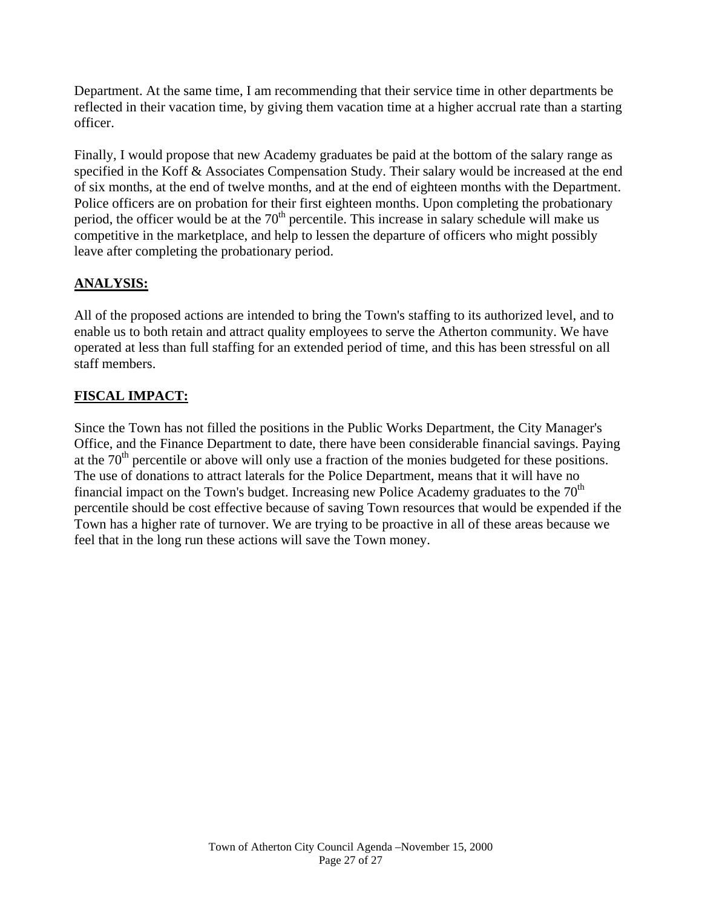Department. At the same time, I am recommending that their service time in other departments be reflected in their vacation time, by giving them vacation time at a higher accrual rate than a starting officer.

Finally, I would propose that new Academy graduates be paid at the bottom of the salary range as specified in the Koff & Associates Compensation Study. Their salary would be increased at the end of six months, at the end of twelve months, and at the end of eighteen months with the Department. Police officers are on probation for their first eighteen months. Upon completing the probationary period, the officer would be at the 70th percentile. This increase in salary schedule will make us competitive in the marketplace, and help to lessen the departure of officers who might possibly leave after completing the probationary period.

## ANALYSIS:

All of the proposed actions are intended to bring the Town's staffing to its authorized level, and to enable us to both retain and attract quality employees to serve the Atherton community. We have operated at less than full staffing for an extended period of time, and this has been stressful on all staff members.

## FISCAL IMPACT:

Since the Town has not filled the positions in the Public Works Department, the City Manager's Office, and the Finance Department to date, there have been considerable financial savings. Paying at the 70th percentile or above will only use a fraction of the monies budgeted for these positions. The use of donations to attract laterals for the Police Department, means that it will have no financial impact on the Town's budget. Increasing new Police Academy graduates to the 70th percentile should be cost effective because of saving Town resources that would be expended if the Town has a higher rate of turnover. We are trying to be proactive in all of these areas because we feel that in the long run these actions will save the Town money.